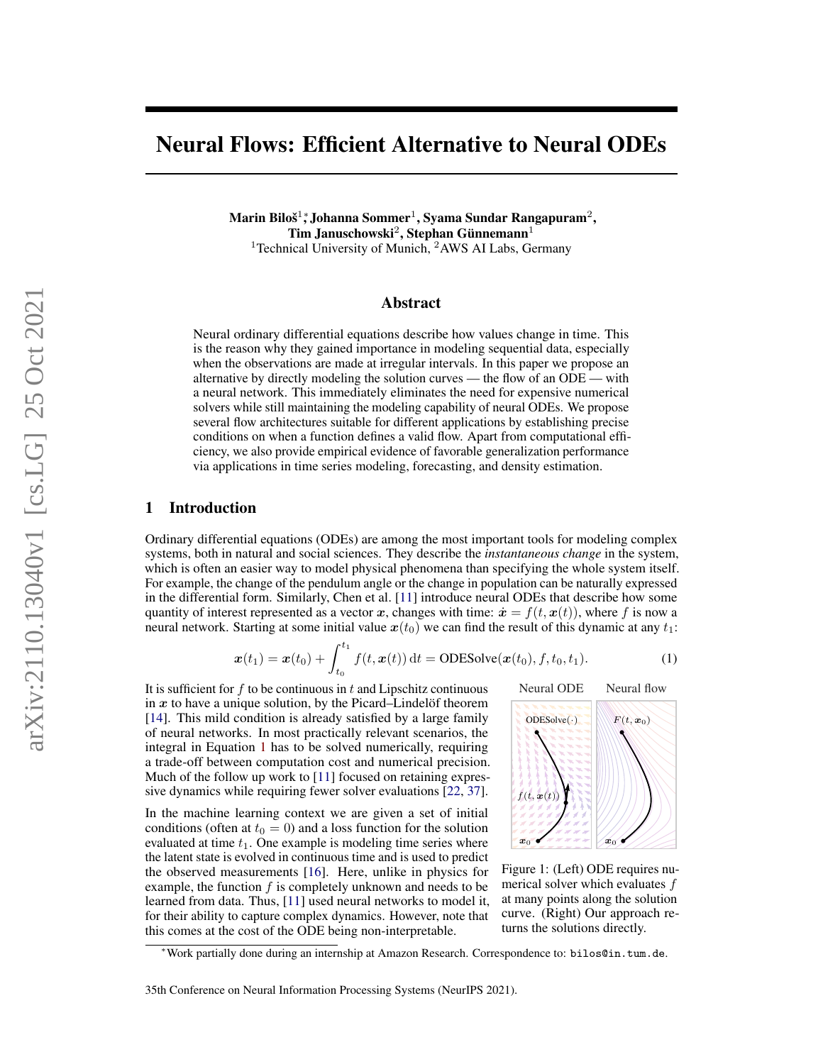# Neural Flows: Efficient Alternative to Neural ODEs

**Marin Biloš[1]\*, Johanna Sommer[1], Syama Sundar Rangapuram[2], Tim Januschowski[2], Stephan Günnemann[1]**

[1]Technical University of Munich, [2]AWS AI Labs, Germany

## Abstract

Neural ordinary differential equations describe how values change in time. This is the reason why they gained importance in modeling sequential data, especially when the observations are made at irregular intervals. In this paper we propose an alternative by directly modeling the solution curves — the flow of an ODE — with a neural network. This immediately eliminates the need for expensive numerical solvers while still maintaining the modeling capability of neural ODEs. We propose several flow architectures suitable for different applications by establishing precise conditions on when a function defines a valid flow. Apart from computational efficiency, we also provide empirical evidence of favorable generalization performance via applications in time series modeling, forecasting, and density estimation.

## 1 Introduction

Ordinary differential equations (ODEs) are among the most important tools for modeling complex systems, both in natural and social sciences. They describe the *instantaneous change* in the system, which is often an easier way to model physical phenomena than specifying the whole system itself. For example, the change of the pendulum angle or the change in population can be naturally expressed in the differential form. Similarly, Chen et al. [11] introduce neural ODEs that describe how some quantity of interest represented as a vector $\boldsymbol{x}$, changes with time: $\dot{\boldsymbol{x}} = f(t, \boldsymbol{x}(t))$, where $f$ is now a neural network. Starting at some initial value $\boldsymbol{x}(t_0)$ we can find the result of this dynamic at any $t_1$:

$$\boldsymbol{x}(t_1) = \boldsymbol{x}(t_0) + \int_{t_0}^{t_1} f(t, \boldsymbol{x}(t))\, \mathrm{d}t = \mathrm{ODESolve}(\boldsymbol{x}(t_0), f, t_0, t_1). \tag{1}$$

It is sufficient for $f$ to be continuous in $t$ and Lipschitz continuous in $\boldsymbol{x}$ to have a unique solution, by the Picard–Lindelöf theorem [14]. This mild condition is already satisfied by a large family of neural networks. In most practically relevant scenarios, the integral in Equation 1 has to be solved numerically, requiring a trade-off between computation cost and numerical precision. Much of the follow up work to [11] focused on retaining expressive dynamics while requiring fewer solver evaluations [22, 37].

In the machine learning context we are given a set of initial conditions (often at $t_0 = 0$) and a loss function for the solution evaluated at time $t_1$. One example is modeling time series where the latent state is evolved in continuous time and is used to predict the observed measurements [16]. Here, unlike in physics for example, the function $f$ is completely unknown and needs to be learned from data. Thus, [11] used neural networks to model it, for their ability to capture complex dynamics. However, note that this comes at the cost of the ODE being non-interpretable.

Figure 1: (Left) ODE requires numerical solver which evaluates $f$ at many points along the solution curve. (Right) Our approach returns the solutions directly.

\*Work partially done during an internship at Amazon Research. Correspondence to: bilos@in.tum.de.

35th Conference on Neural Information Processing Systems (NeurIPS 2021).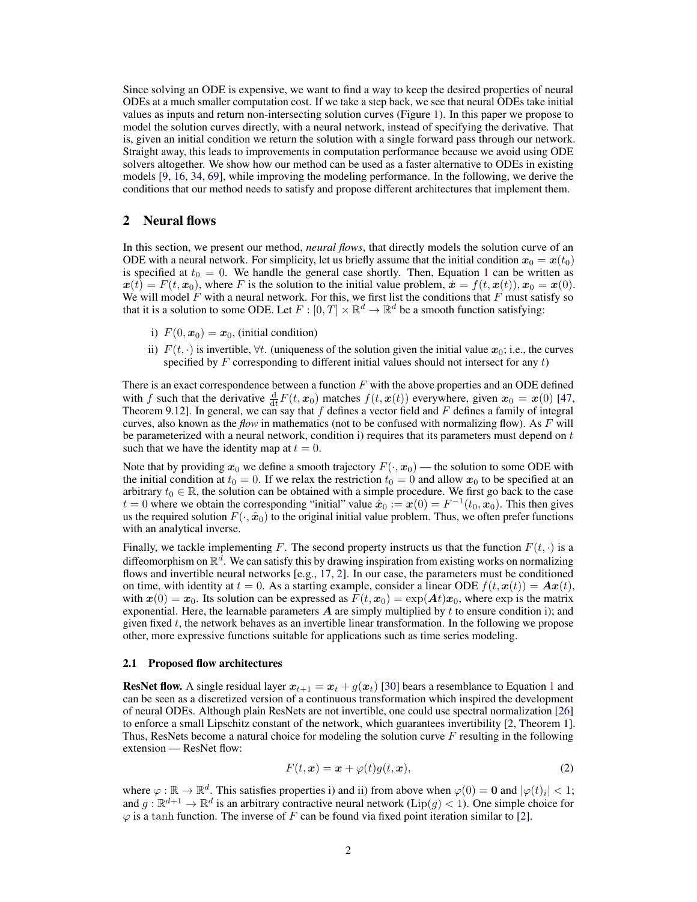Since solving an ODE is expensive, we want to find a way to keep the desired properties of neural ODEs at a much smaller computation cost. If we take a step back, we see that neural ODEs take initial values as inputs and return non-intersecting solution curves (Figure 1). In this paper we propose to model the solution curves directly, with a neural network, instead of specifying the derivative. That is, given an initial condition we return the solution with a single forward pass through our network. Straight away, this leads to improvements in computation performance because we avoid using ODE solvers altogether. We show how our method can be used as a faster alternative to ODEs in existing models [9, 16, 34, 69], while improving the modeling performance. In the following, we derive the conditions that our method needs to satisfy and propose different architectures that implement them.

## 2 Neural flows

In this section, we present our method, *neural flows*, that directly models the solution curve of an ODE with a neural network. For simplicity, let us briefly assume that the initial condition $\boldsymbol{x}_0 = \boldsymbol{x}(t_0)$ is specified at $t_0 = 0$. We handle the general case shortly. Then, Equation 1 can be written as $\boldsymbol{x}(t) = F(t, \boldsymbol{x}_0)$, where $F$ is the solution to the initial value problem, $\dot{\boldsymbol{x}} = f(t, \boldsymbol{x}(t)), \boldsymbol{x}_0 = \boldsymbol{x}(0)$. We will model $F$ with a neural network. For this, we first list the conditions that $F$ must satisfy so that it is a solution to some ODE. Let $F : [0, T] \times \mathbb{R}^d \to \mathbb{R}^d$ be a smooth function satisfying:

i) $F(0, \boldsymbol{x}_0) = \boldsymbol{x}_0$, (initial condition)

ii) $F(t, \cdot)$ is invertible, $\forall t$. (uniqueness of the solution given the initial value $\boldsymbol{x}_0$; i.e., the curves specified by $F$ corresponding to different initial values should not intersect for any $t$)

There is an exact correspondence between a function $F$ with the above properties and an ODE defined with $f$ such that the derivative $\frac{\mathrm{d}}{\mathrm{d}t} F(t, \boldsymbol{x}_0)$ matches $f(t, \boldsymbol{x}(t))$ everywhere, given $\boldsymbol{x}_0 = \boldsymbol{x}(0)$ [47, Theorem 9.12]. In general, we can say that $f$ defines a vector field and $F$ defines a family of integral curves, also known as the *flow* in mathematics (not to be confused with normalizing flow). As $F$ will be parameterized with a neural network, condition i) requires that its parameters must depend on $t$ such that we have the identity map at $t = 0$.

Note that by providing $\boldsymbol{x}_0$ we define a smooth trajectory $F(\cdot, \boldsymbol{x}_0)$ — the solution to some ODE with the initial condition at $t_0 = 0$. If we relax the restriction $t_0 = 0$ and allow $\boldsymbol{x}_0$ to be specified at an arbitrary $t_0 \in \mathbb{R}$, the solution can be obtained with a simple procedure. We first go back to the case $t = 0$ where we obtain the corresponding "initial" value $\hat{\boldsymbol{x}}_0 := \boldsymbol{x}(0) = F^{-1}(t_0, \boldsymbol{x}_0)$. This then gives us the required solution $F(\cdot, \hat{\boldsymbol{x}}_0)$ to the original initial value problem. Thus, we often prefer functions with an analytical inverse.

Finally, we tackle implementing $F$. The second property instructs us that the function $F(t, \cdot)$ is a diffeomorphism on $\mathbb{R}^d$. We can satisfy this by drawing inspiration from existing works on normalizing flows and invertible neural networks [e.g., 17, 2]. In our case, the parameters must be conditioned on time, with identity at $t = 0$. As a starting example, consider a linear ODE $f(t, \boldsymbol{x}(t)) = \boldsymbol{A}\boldsymbol{x}(t)$, with $\boldsymbol{x}(0) = \boldsymbol{x}_0$. Its solution can be expressed as $F(t, \boldsymbol{x}_0) = \exp(\boldsymbol{A}t)\boldsymbol{x}_0$, where $\exp$ is the matrix exponential. Here, the learnable parameters $\boldsymbol{A}$ are simply multiplied by $t$ to ensure condition i); and given fixed $t$, the network behaves as an invertible linear transformation. In the following we propose other, more expressive functions suitable for applications such as time series modeling.

### 2.1 Proposed flow architectures

**ResNet flow.** A single residual layer $\boldsymbol{x}_{t+1} = \boldsymbol{x}_t + g(\boldsymbol{x}_t)$ [30] bears a resemblance to Equation 1 and can be seen as a discretized version of a continuous transformation which inspired the development of neural ODEs. Although plain ResNets are not invertible, one could use spectral normalization [26] to enforce a small Lipschitz constant of the network, which guarantees invertibility [2, Theorem 1]. Thus, ResNets become a natural choice for modeling the solution curve $F$ resulting in the following extension — ResNet flow:

$$F(t, \boldsymbol{x}) = \boldsymbol{x} + \varphi(t) g(t, \boldsymbol{x}), \tag{2}$$

where $\varphi : \mathbb{R} \to \mathbb{R}^d$. This satisfies properties i) and ii) from above when $\varphi(0) = \boldsymbol{0}$ and $|\varphi(t)_i| < 1$; and $g : \mathbb{R}^{d+1} \to \mathbb{R}^d$ is an arbitrary contractive neural network ($\mathrm{Lip}(g) < 1$). One simple choice for $\varphi$ is a $\tanh$ function. The inverse of $F$ can be found via fixed point iteration similar to [2].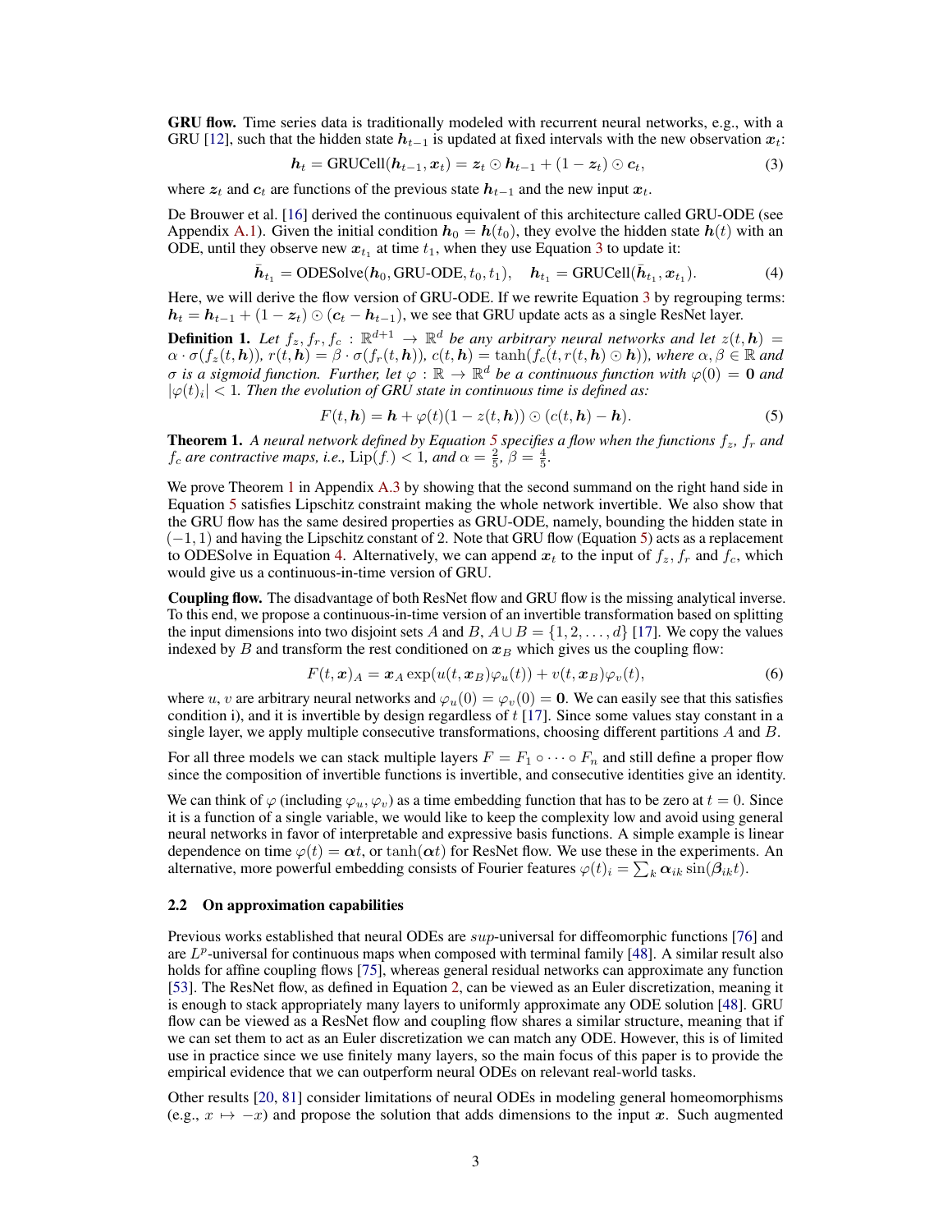**GRU flow.** Time series data is traditionally modeled with recurrent neural networks, e.g., with a GRU [12], such that the hidden state $\boldsymbol{h}_{t-1}$ is updated at fixed intervals with the new observation $\boldsymbol{x}_t$:

$$\boldsymbol{h}_t = \text{GRUCell}(\boldsymbol{h}_{t-1}, \boldsymbol{x}_t) = \boldsymbol{z}_t \odot \boldsymbol{h}_{t-1} + (1 - \boldsymbol{z}_t) \odot \boldsymbol{c}_t, \tag{3}$$

where $\boldsymbol{z}_t$ and $\boldsymbol{c}_t$ are functions of the previous state $\boldsymbol{h}_{t-1}$ and the new input $\boldsymbol{x}_t$.

De Brouwer et al. [16] derived the continuous equivalent of this architecture called GRU-ODE (see Appendix A.1). Given the initial condition $\boldsymbol{h}_0 = \boldsymbol{h}(t_0)$, they evolve the hidden state $\boldsymbol{h}(t)$ with an ODE, until they observe new $\boldsymbol{x}_{t_1}$ at time $t_1$, when they use Equation 3 to update it:

$$\bar{\boldsymbol{h}}_{t_1} = \text{ODESolve}(\boldsymbol{h}_0, \text{GRU-ODE}, t_0, t_1), \quad \boldsymbol{h}_{t_1} = \text{GRUCell}(\bar{\boldsymbol{h}}_{t_1}, \boldsymbol{x}_{t_1}). \tag{4}$$

Here, we will derive the flow version of GRU-ODE. If we rewrite Equation 3 by regrouping terms: $\boldsymbol{h}_t = \boldsymbol{h}_{t-1} + (1 - \boldsymbol{z}_t) \odot (\boldsymbol{c}_t - \boldsymbol{h}_{t-1})$, we see that GRU update acts as a single ResNet layer.

**Definition 1.** *Let $f_z, f_r, f_c : \mathbb{R}^{d+1} \to \mathbb{R}^d$ be any arbitrary neural networks and let $z(t, \boldsymbol{h}) = \alpha \cdot \sigma(f_z(t, \boldsymbol{h}))$, $r(t, \boldsymbol{h}) = \beta \cdot \sigma(f_r(t, \boldsymbol{h}))$, $c(t, \boldsymbol{h}) = \tanh(f_c(t, r(t, \boldsymbol{h}) \odot \boldsymbol{h}))$, where $\alpha, \beta \in \mathbb{R}$ and $\sigma$ is a sigmoid function. Further, let $\varphi : \mathbb{R} \to \mathbb{R}^d$ be a continuous function with $\varphi(0) = \mathbf{0}$ and $|\varphi(t)_i| < 1$. Then the evolution of GRU state in continuous time is defined as:*

$$F(t, \boldsymbol{h}) = \boldsymbol{h} + \varphi(t)(1 - z(t, \boldsymbol{h})) \odot (c(t, \boldsymbol{h}) - \boldsymbol{h}). \tag{5}$$

**Theorem 1.** *A neural network defined by Equation 5 specifies a flow when the functions $f_z$, $f_r$ and $f_c$ are contractive maps, i.e., $\text{Lip}(f_\cdot) < 1$, and $\alpha = \frac{2}{5}$, $\beta = \frac{4}{5}$.*

We prove Theorem 1 in Appendix A.3 by showing that the second summand on the right hand side in Equation 5 satisfies Lipschitz constraint making the whole network invertible. We also show that the GRU flow has the same desired properties as GRU-ODE, namely, bounding the hidden state in $(-1, 1)$ and having the Lipschitz constant of 2. Note that GRU flow (Equation 5) acts as a replacement to ODESolve in Equation 4. Alternatively, we can append $\boldsymbol{x}_t$ to the input of $f_z$, $f_r$ and $f_c$, which would give us a continuous-in-time version of GRU.

**Coupling flow.** The disadvantage of both ResNet flow and GRU flow is the missing analytical inverse. To this end, we propose a continuous-in-time version of an invertible transformation based on splitting the input dimensions into two disjoint sets $A$ and $B$, $A \cup B = \{1, 2, \dots, d\}$ [17]. We copy the values indexed by $B$ and transform the rest conditioned on $\boldsymbol{x}_B$ which gives us the coupling flow:

$$F(t, \boldsymbol{x})_A = \boldsymbol{x}_A \exp(u(t, \boldsymbol{x}_B)\varphi_u(t)) + v(t, \boldsymbol{x}_B)\varphi_v(t), \tag{6}$$

where $u$, $v$ are arbitrary neural networks and $\varphi_u(0) = \varphi_v(0) = \mathbf{0}$. We can easily see that this satisfies condition i), and it is invertible by design regardless of $t$ [17]. Since some values stay constant in a single layer, we apply multiple consecutive transformations, choosing different partitions $A$ and $B$.

For all three models we can stack multiple layers $F = F_1 \circ \cdots \circ F_n$ and still define a proper flow since the composition of invertible functions is invertible, and consecutive identities give an identity.

We can think of $\varphi$ (including $\varphi_u, \varphi_v$) as a time embedding function that has to be zero at $t = 0$. Since it is a function of a single variable, we would like to keep the complexity low and avoid using general neural networks in favor of interpretable and expressive basis functions. A simple example is linear dependence on time $\varphi(t) = \boldsymbol{\alpha} t$, or $\tanh(\boldsymbol{\alpha} t)$ for ResNet flow. We use these in the experiments. An alternative, more powerful embedding consists of Fourier features $\varphi(t)_i = \sum_k \boldsymbol{\alpha}_{ik} \sin(\boldsymbol{\beta}_{ik} t)$.

### 2.2 On approximation capabilities

Previous works established that neural ODEs are $sup$-universal for diffeomorphic functions [76] and are $L^p$-universal for continuous maps when composed with terminal family [48]. A similar result also holds for affine coupling flows [75], whereas general residual networks can approximate any function [53]. The ResNet flow, as defined in Equation 2, can be viewed as an Euler discretization, meaning it is enough to stack appropriately many layers to uniformly approximate any ODE solution [48]. GRU flow can be viewed as a ResNet flow and coupling flow shares a similar structure, meaning that if we can set them to act as an Euler discretization we can match any ODE. However, this is of limited use in practice since we use finitely many layers, so the main focus of this paper is to provide the empirical evidence that we can outperform neural ODEs on relevant real-world tasks.

Other results [20, 81] consider limitations of neural ODEs in modeling general homeomorphisms (e.g., $x \mapsto -x$) and propose the solution that adds dimensions to the input $\boldsymbol{x}$. Such augmented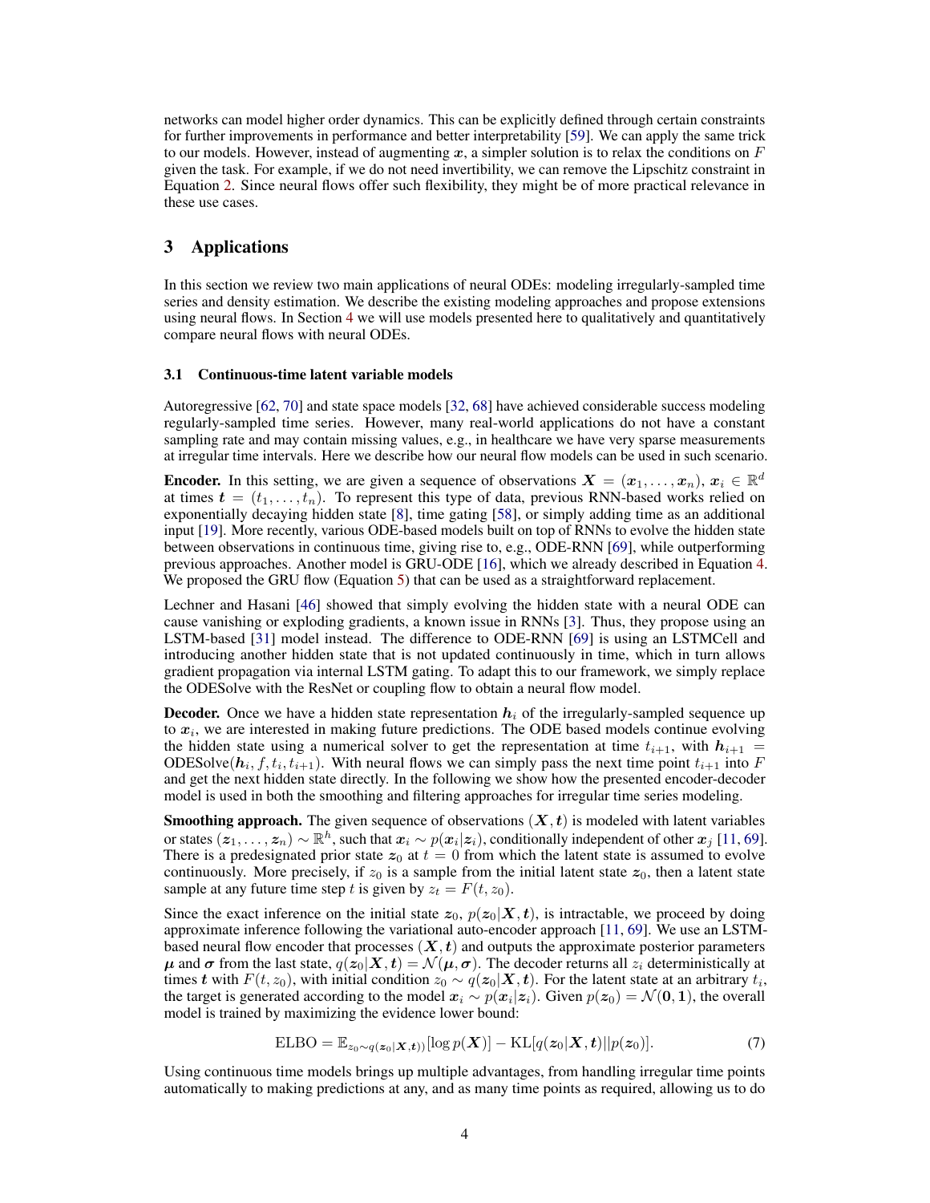networks can model higher order dynamics. This can be explicitly defined through certain constraints for further improvements in performance and better interpretability [59]. We can apply the same trick to our models. However, instead of augmenting $\boldsymbol{x}$, a simpler solution is to relax the conditions on $F$ given the task. For example, if we do not need invertibility, we can remove the Lipschitz constraint in Equation 2. Since neural flows offer such flexibility, they might be of more practical relevance in these use cases.

# 3 Applications

In this section we review two main applications of neural ODEs: modeling irregularly-sampled time series and density estimation. We describe the existing modeling approaches and propose extensions using neural flows. In Section 4 we will use models presented here to qualitatively and quantitatively compare neural flows with neural ODEs.

## 3.1 Continuous-time latent variable models

Autoregressive [62, 70] and state space models [32, 68] have achieved considerable success modeling regularly-sampled time series. However, many real-world applications do not have a constant sampling rate and may contain missing values, e.g., in healthcare we have very sparse measurements at irregular time intervals. Here we describe how our neural flow models can be used in such scenario.

**Encoder.** In this setting, we are given a sequence of observations $\boldsymbol{X} = (\boldsymbol{x}_1, \ldots, \boldsymbol{x}_n)$, $\boldsymbol{x}_i \in \mathbb{R}^d$ at times $\boldsymbol{t} = (t_1, \ldots, t_n)$. To represent this type of data, previous RNN-based works relied on exponentially decaying hidden state [8], time gating [58], or simply adding time as an additional input [19]. More recently, various ODE-based models built on top of RNNs to evolve the hidden state between observations in continuous time, giving rise to, e.g., ODE-RNN [69], while outperforming previous approaches. Another model is GRU-ODE [16], which we already described in Equation 4. We proposed the GRU flow (Equation 5) that can be used as a straightforward replacement.

Lechner and Hasani [46] showed that simply evolving the hidden state with a neural ODE can cause vanishing or exploding gradients, a known issue in RNNs [3]. Thus, they propose using an LSTM-based [31] model instead. The difference to ODE-RNN [69] is using an LSTMCell and introducing another hidden state that is not updated continuously in time, which in turn allows gradient propagation via internal LSTM gating. To adapt this to our framework, we simply replace the ODESolve with the ResNet or coupling flow to obtain a neural flow model.

**Decoder.** Once we have a hidden state representation $\boldsymbol{h}_i$ of the irregularly-sampled sequence up to $\boldsymbol{x}_i$, we are interested in making future predictions. The ODE based models continue evolving the hidden state using a numerical solver to get the representation at time $t_{i+1}$, with $\boldsymbol{h}_{i+1} = \text{ODESolve}(\boldsymbol{h}_i, f, t_i, t_{i+1})$. With neural flows we can simply pass the next time point $t_{i+1}$ into $F$ and get the next hidden state directly. In the following we show how the presented encoder-decoder model is used in both the smoothing and filtering approaches for irregular time series modeling.

**Smoothing approach.** The given sequence of observations $(\boldsymbol{X}, \boldsymbol{t})$ is modeled with latent variables or states $(\boldsymbol{z}_1, \ldots, \boldsymbol{z}_n) \sim \mathbb{R}^h$, such that $\boldsymbol{x}_i \sim p(\boldsymbol{x}_i|\boldsymbol{z}_i)$, conditionally independent of other $\boldsymbol{x}_j$ [11, 69]. There is a predesignated prior state $\boldsymbol{z}_0$ at $t = 0$ from which the latent state is assumed to evolve continuously. More precisely, if $z_0$ is a sample from the initial latent state $\boldsymbol{z}_0$, then a latent state sample at any future time step $t$ is given by $z_t = F(t, z_0)$.

Since the exact inference on the initial state $\boldsymbol{z}_0$, $p(\boldsymbol{z}_0|\boldsymbol{X}, \boldsymbol{t})$, is intractable, we proceed by doing approximate inference following the variational auto-encoder approach [11, 69]. We use an LSTM-based neural flow encoder that processes $(\boldsymbol{X}, \boldsymbol{t})$ and outputs the approximate posterior parameters $\boldsymbol{\mu}$ and $\boldsymbol{\sigma}$ from the last state, $q(\boldsymbol{z}_0|\boldsymbol{X}, \boldsymbol{t}) = \mathcal{N}(\boldsymbol{\mu}, \boldsymbol{\sigma})$. The decoder returns all $z_i$ deterministically at times $\boldsymbol{t}$ with $F(t, z_0)$, with initial condition $z_0 \sim q(\boldsymbol{z}_0|\boldsymbol{X}, \boldsymbol{t})$. For the latent state at an arbitrary $t_i$, the target is generated according to the model $\boldsymbol{x}_i \sim p(\boldsymbol{x}_i|\boldsymbol{z}_i)$. Given $p(\boldsymbol{z}_0) = \mathcal{N}(\boldsymbol{0}, \boldsymbol{1})$, the overall model is trained by maximizing the evidence lower bound:

$$\text{ELBO} = \mathbb{E}_{z_0 \sim q(\boldsymbol{z}_0|\boldsymbol{X}, \boldsymbol{t}))}[\log p(\boldsymbol{X})] - \text{KL}[q(\boldsymbol{z}_0|\boldsymbol{X}, \boldsymbol{t})||p(\boldsymbol{z}_0)]. \tag{7}$$

Using continuous time models brings up multiple advantages, from handling irregular time points automatically to making predictions at any, and as many time points as required, allowing us to do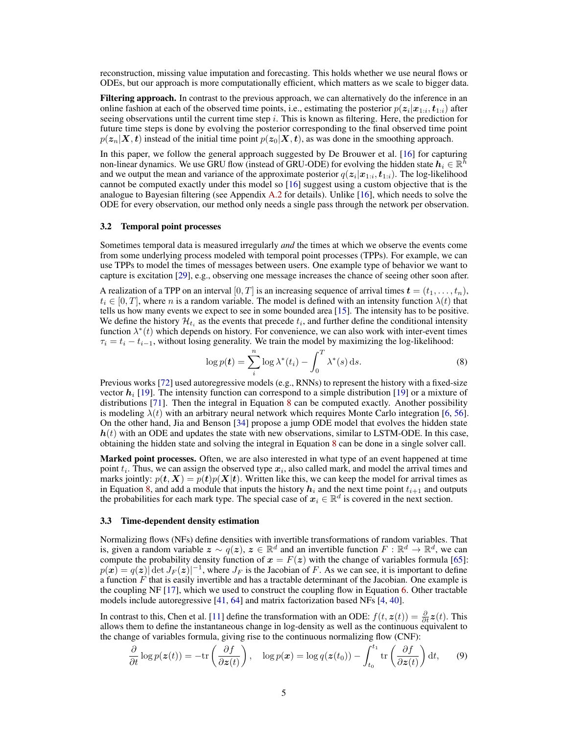reconstruction, missing value imputation and forecasting. This holds whether we use neural flows or ODEs, but our approach is more computationally efficient, which matters as we scale to bigger data.

**Filtering approach.** In contrast to the previous approach, we can alternatively do the inference in an online fashion at each of the observed time points, i.e., estimating the posterior $p(\boldsymbol{z}_i|\boldsymbol{x}_{1:i}, \boldsymbol{t}_{1:i})$ after seeing observations until the current time step $i$. This is known as filtering. Here, the prediction for future time steps is done by evolving the posterior corresponding to the final observed time point $p(\boldsymbol{z}_n|\boldsymbol{X}, \boldsymbol{t})$ instead of the initial time point $p(\boldsymbol{z}_0|\boldsymbol{X}, \boldsymbol{t})$, as was done in the smoothing approach.

In this paper, we follow the general approach suggested by De Brouwer et al. [16] for capturing non-linear dynamics. We use GRU flow (instead of GRU-ODE) for evolving the hidden state $\boldsymbol{h}_i \in \mathbb{R}^h$ and we output the mean and variance of the approximate posterior $q(\boldsymbol{z}_i|\boldsymbol{x}_{1:i}, \boldsymbol{t}_{1:i})$. The log-likelihood cannot be computed exactly under this model so [16] suggest using a custom objective that is the analogue to Bayesian filtering (see Appendix A.2 for details). Unlike [16], which needs to solve the ODE for every observation, our method only needs a single pass through the network per observation.

### 3.2 Temporal point processes

Sometimes temporal data is measured irregularly *and* the times at which we observe the events come from some underlying process modeled with temporal point processes (TPPs). For example, we can use TPPs to model the times of messages between users. One example type of behavior we want to capture is excitation [29], e.g., observing one message increases the chance of seeing other soon after.

A realization of a TPP on an interval $[0, T]$ is an increasing sequence of arrival times $\boldsymbol{t} = (t_1, \dots, t_n)$, $t_i \in [0, T]$, where $n$ is a random variable. The model is defined with an intensity function $\lambda(t)$ that tells us how many events we expect to see in some bounded area [15]. The intensity has to be positive. We define the history $\mathcal{H}_{t_i}$ as the events that precede $t_i$, and further define the conditional intensity function $\lambda^*(t)$ which depends on history. For convenience, we can also work with inter-event times $\tau_i = t_i - t_{i-1}$, without losing generality. We train the model by maximizing the log-likelihood:

$$\log p(\boldsymbol{t}) = \sum_{i}^{n} \log \lambda^*(t_i) - \int_0^T \lambda^*(s)\, \mathrm{d}s. \tag{8}$$

Previous works [72] used autoregressive models (e.g., RNNs) to represent the history with a fixed-size vector $\boldsymbol{h}_i$ [19]. The intensity function can correspond to a simple distribution [19] or a mixture of distributions [71]. Then the integral in Equation 8 can be computed exactly. Another possibility is modeling $\lambda(t)$ with an arbitrary neural network which requires Monte Carlo integration [6, 56]. On the other hand, Jia and Benson [34] propose a jump ODE model that evolves the hidden state $\boldsymbol{h}(t)$ with an ODE and updates the state with new observations, similar to LSTM-ODE. In this case, obtaining the hidden state and solving the integral in Equation 8 can be done in a single solver call.

**Marked point processes.** Often, we are also interested in what type of an event happened at time point $t_i$. Thus, we can assign the observed type $\boldsymbol{x}_i$, also called mark, and model the arrival times and marks jointly: $p(\boldsymbol{t}, \boldsymbol{X}) = p(\boldsymbol{t})p(\boldsymbol{X}|\boldsymbol{t})$. Written like this, we can keep the model for arrival times as in Equation 8, and add a module that inputs the history $\boldsymbol{h}_i$ and the next time point $t_{i+1}$ and outputs the probabilities for each mark type. The special case of $\boldsymbol{x}_i \in \mathbb{R}^d$ is covered in the next section.

### 3.3 Time-dependent density estimation

Normalizing flows (NFs) define densities with invertible transformations of random variables. That is, given a random variable $\boldsymbol{z} \sim q(\boldsymbol{z})$, $\boldsymbol{z} \in \mathbb{R}^d$ and an invertible function $F : \mathbb{R}^d \to \mathbb{R}^d$, we can compute the probability density function of $\boldsymbol{x} = F(\boldsymbol{z})$ with the change of variables formula [65]: $p(\boldsymbol{x}) = q(\boldsymbol{z})|\det J_F(\boldsymbol{z})|^{-1}$, where $J_F$ is the Jacobian of $F$. As we can see, it is important to define a function $F$ that is easily invertible and has a tractable determinant of the Jacobian. One example is the coupling NF [17], which we used to construct the coupling flow in Equation 6. Other tractable models include autoregressive [41, 64] and matrix factorization based NFs [4, 40].

In contrast to this, Chen et al. [11] define the transformation with an ODE: $f(t, \boldsymbol{z}(t)) = \frac{\partial}{\partial t}\boldsymbol{z}(t)$. This allows them to define the instantaneous change in log-density as well as the continuous equivalent to the change of variables formula, giving rise to the continuous normalizing flow (CNF):

$$\frac{\partial}{\partial t} \log p(\boldsymbol{z}(t)) = -\operatorname{tr}\left(\frac{\partial f}{\partial \boldsymbol{z}(t)}\right), \quad \log p(\boldsymbol{x}) = \log q(\boldsymbol{z}(t_0)) - \int_{t_0}^{t_1} \operatorname{tr}\left(\frac{\partial f}{\partial \boldsymbol{z}(t)}\right) \mathrm{d}t, \tag{9}$$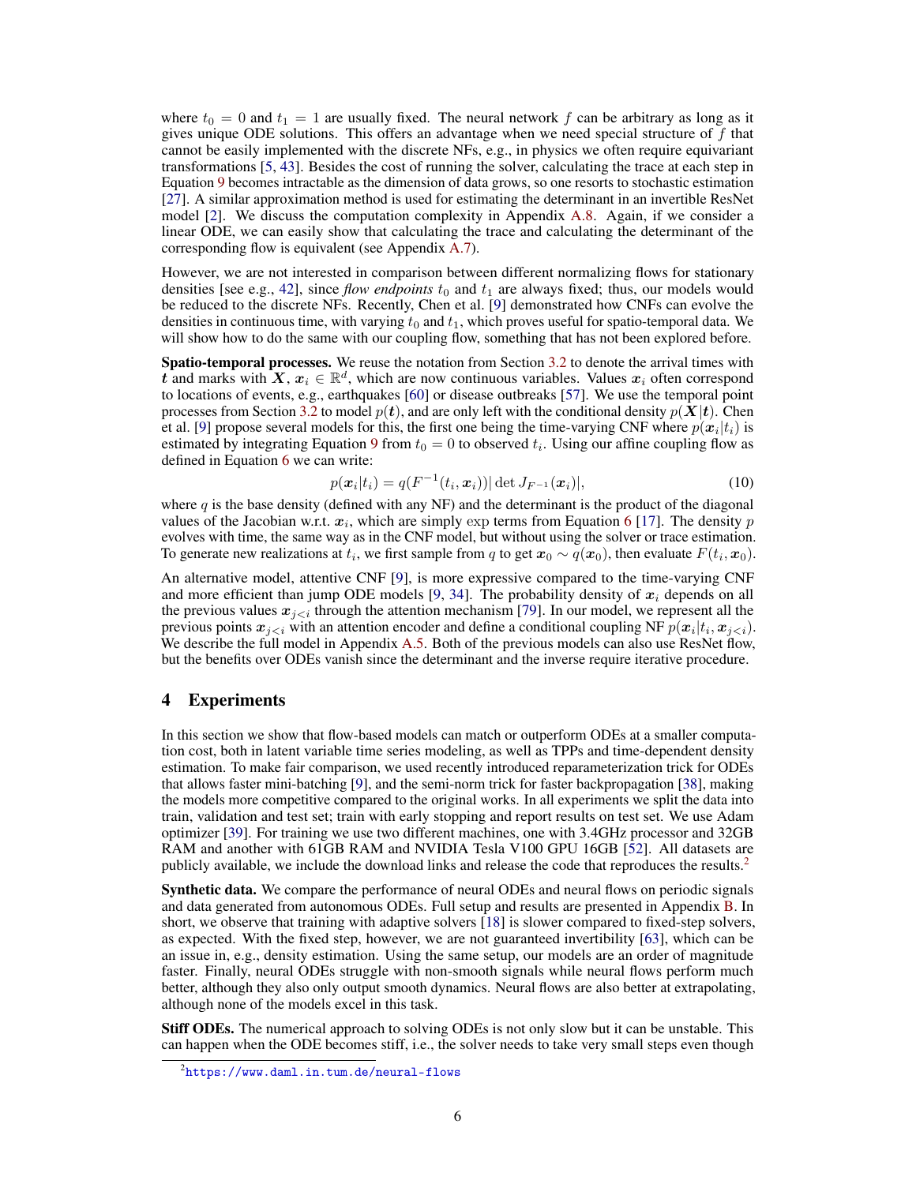where $t_0 = 0$ and $t_1 = 1$ are usually fixed. The neural network $f$ can be arbitrary as long as it gives unique ODE solutions. This offers an advantage when we need special structure of $f$ that cannot be easily implemented with the discrete NFs, e.g., in physics we often require equivariant transformations [5, 43]. Besides the cost of running the solver, calculating the trace at each step in Equation 9 becomes intractable as the dimension of data grows, so one resorts to stochastic estimation [27]. A similar approximation method is used for estimating the determinant in an invertible ResNet model [2]. We discuss the computation complexity in Appendix A.8. Again, if we consider a linear ODE, we can easily show that calculating the trace and calculating the determinant of the corresponding flow is equivalent (see Appendix A.7).

However, we are not interested in comparison between different normalizing flows for stationary densities [see e.g., 42], since *flow endpoints* $t_0$ and $t_1$ are always fixed; thus, our models would be reduced to the discrete NFs. Recently, Chen et al. [9] demonstrated how CNFs can evolve the densities in continuous time, with varying $t_0$ and $t_1$, which proves useful for spatio-temporal data. We will show how to do the same with our coupling flow, something that has not been explored before.

**Spatio-temporal processes.** We reuse the notation from Section 3.2 to denote the arrival times with $\boldsymbol{t}$ and marks with $\boldsymbol{X}$, $\boldsymbol{x}_i \in \mathbb{R}^d$, which are now continuous variables. Values $\boldsymbol{x}_i$ often correspond to locations of events, e.g., earthquakes [60] or disease outbreaks [57]. We use the temporal point processes from Section 3.2 to model $p(\boldsymbol{t})$, and are only left with the conditional density $p(\boldsymbol{X}|\boldsymbol{t})$. Chen et al. [9] propose several models for this, the first one being the time-varying CNF where $p(\boldsymbol{x}_i|t_i)$ is estimated by integrating Equation 9 from $t_0 = 0$ to observed $t_i$. Using our affine coupling flow as defined in Equation 6 we can write:

$$p(\boldsymbol{x}_i|t_i) = q(F^{-1}(t_i, \boldsymbol{x}_i))|\det J_{F^{-1}}(\boldsymbol{x}_i)|, \tag{10}$$

where $q$ is the base density (defined with any NF) and the determinant is the product of the diagonal values of the Jacobian w.r.t. $\boldsymbol{x}_i$, which are simply $\exp$ terms from Equation 6 [17]. The density $p$ evolves with time, the same way as in the CNF model, but without using the solver or trace estimation. To generate new realizations at $t_i$, we first sample from $q$ to get $\boldsymbol{x}_0 \sim q(\boldsymbol{x}_0)$, then evaluate $F(t_i, \boldsymbol{x}_0)$.

An alternative model, attentive CNF [9], is more expressive compared to the time-varying CNF and more efficient than jump ODE models [9, 34]. The probability density of $\boldsymbol{x}_i$ depends on all the previous values $\boldsymbol{x}_{j<i}$ through the attention mechanism [79]. In our model, we represent all the previous points $\boldsymbol{x}_{j<i}$ with an attention encoder and define a conditional coupling NF $p(\boldsymbol{x}_i|t_i, \boldsymbol{x}_{j<i})$. We describe the full model in Appendix A.5. Both of the previous models can also use ResNet flow, but the benefits over ODEs vanish since the determinant and the inverse require iterative procedure.

# 4 Experiments

In this section we show that flow-based models can match or outperform ODEs at a smaller computation cost, both in latent variable time series modeling, as well as TPPs and time-dependent density estimation. To make fair comparison, we used recently introduced reparameterization trick for ODEs that allows faster mini-batching [9], and the semi-norm trick for faster backpropagation [38], making the models more competitive compared to the original works. In all experiments we split the data into train, validation and test set; train with early stopping and report results on test set. We use Adam optimizer [39]. For training we use two different machines, one with 3.4GHz processor and 32GB RAM and another with 61GB RAM and NVIDIA Tesla V100 GPU 16GB [52]. All datasets are publicly available, we include the download links and release the code that reproduces the results.[2]

**Synthetic data.** We compare the performance of neural ODEs and neural flows on periodic signals and data generated from autonomous ODEs. Full setup and results are presented in Appendix B. In short, we observe that training with adaptive solvers [18] is slower compared to fixed-step solvers, as expected. With the fixed step, however, we are not guaranteed invertibility [63], which can be an issue in, e.g., density estimation. Using the same setup, our models are an order of magnitude faster. Finally, neural ODEs struggle with non-smooth signals while neural flows perform much better, although they also only output smooth dynamics. Neural flows are also better at extrapolating, although none of the models excel in this task.

**Stiff ODEs.** The numerical approach to solving ODEs is not only slow but it can be unstable. This can happen when the ODE becomes stiff, i.e., the solver needs to take very small steps even though

[2] https://www.daml.in.tum.de/neural-flows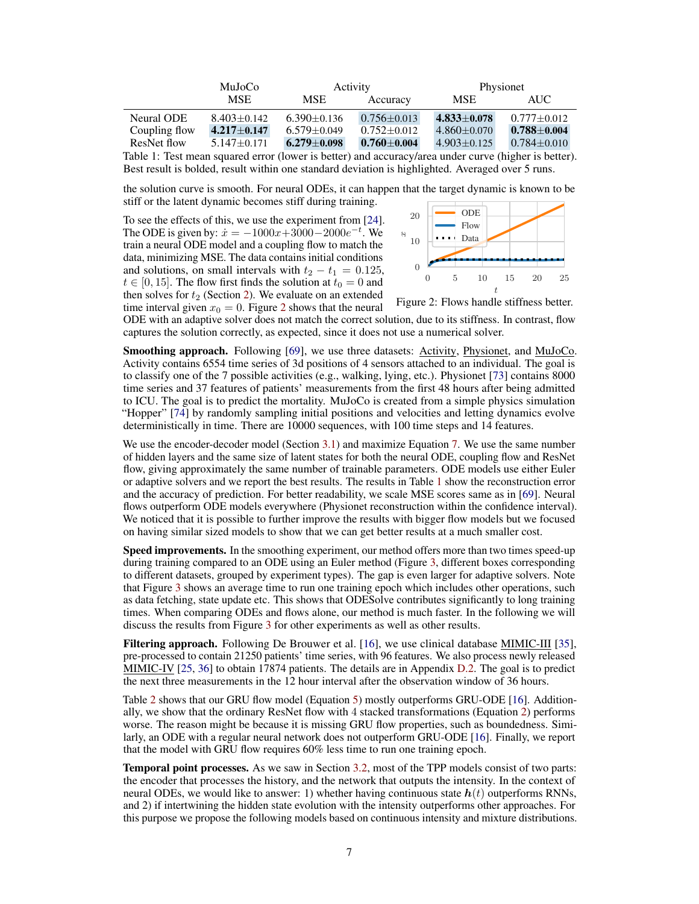|  | MuJoCo | Activity |  | Physionet |  |
|---|---|---|---|---|---|
|  | MSE | MSE | Accuracy | MSE | AUC |
| Neural ODE | 8.403±0.142 | 6.390±0.136 | 0.756±0.013 | **4.833±0.078** | 0.777±0.012 |
| Coupling flow | **4.217±0.147** | 6.579±0.049 | 0.752±0.012 | 4.860±0.070 | **0.788±0.004** |
| ResNet flow | 5.147±0.171 | **6.279±0.098** | **0.760±0.004** | 4.903±0.125 | 0.784±0.010 |

Table 1: Test mean squared error (lower is better) and accuracy/area under curve (higher is better). Best result is bolded, result within one standard deviation is highlighted. Averaged over 5 runs.

the solution curve is smooth. For neural ODEs, it can happen that the target dynamic is known to be stiff or the latent dynamic becomes stiff during training.

To see the effects of this, we use the experiment from [24]. The ODE is given by: $\dot{x} = -1000x + 3000 - 2000e^{-t}$. We train a neural ODE model and a coupling flow to match the data, minimizing MSE. The data contains initial conditions and solutions, on small intervals with $t_2 - t_1 = 0.125$, $t \in [0, 15]$. The flow first finds the solution at $t_0 = 0$ and then solves for $t_2$ (Section 2). We evaluate on an extended time interval given $x_0 = 0$. Figure 2 shows that the neural ODE with an adaptive solver does not match the correct solution, due to its stiffness. In contrast, flow captures the solution correctly, as expected, since it does not use a numerical solver.

Figure 2: Flows handle stiffness better.

**Smoothing approach.** Following [69], we use three datasets: Activity, Physionet, and MuJoCo. Activity contains 6554 time series of 3d positions of 4 sensors attached to an individual. The goal is to classify one of the 7 possible activities (e.g., walking, lying, etc.). Physionet [73] contains 8000 time series and 37 features of patients' measurements from the first 48 hours after being admitted to ICU. The goal is to predict the mortality. MuJoCo is created from a simple physics simulation "Hopper" [74] by randomly sampling initial positions and velocities and letting dynamics evolve deterministically in time. There are 10000 sequences, with 100 time steps and 14 features.

We use the encoder-decoder model (Section 3.1) and maximize Equation 7. We use the same number of hidden layers and the same size of latent states for both the neural ODE, coupling flow and ResNet flow, giving approximately the same number of trainable parameters. ODE models use either Euler or adaptive solvers and we report the best results. The results in Table 1 show the reconstruction error and the accuracy of prediction. For better readability, we scale MSE scores same as in [69]. Neural flows outperform ODE models everywhere (Physionet reconstruction within the confidence interval). We noticed that it is possible to further improve the results with bigger flow models but we focused on having similar sized models to show that we can get better results at a much smaller cost.

**Speed improvements.** In the smoothing experiment, our method offers more than two times speed-up during training compared to an ODE using an Euler method (Figure 3, different boxes corresponding to different datasets, grouped by experiment types). The gap is even larger for adaptive solvers. Note that Figure 3 shows an average time to run one training epoch which includes other operations, such as data fetching, state update etc. This shows that ODESolve contributes significantly to long training times. When comparing ODEs and flows alone, our method is much faster. In the following we will discuss the results from Figure 3 for other experiments as well as other results.

**Filtering approach.** Following De Brouwer et al. [16], we use clinical database MIMIC-III [35], pre-processed to contain 21250 patients' time series, with 96 features. We also process newly released MIMIC-IV [25, 36] to obtain 17874 patients. The details are in Appendix D.2. The goal is to predict the next three measurements in the 12 hour interval after the observation window of 36 hours.

Table 2 shows that our GRU flow model (Equation 5) mostly outperforms GRU-ODE [16]. Additionally, we show that the ordinary ResNet flow with 4 stacked transformations (Equation 2) performs worse. The reason might be because it is missing GRU flow properties, such as boundedness. Similarly, an ODE with a regular neural network does not outperform GRU-ODE [16]. Finally, we report that the model with GRU flow requires 60% less time to run one training epoch.

**Temporal point processes.** As we saw in Section 3.2, most of the TPP models consist of two parts: the encoder that processes the history, and the network that outputs the intensity. In the context of neural ODEs, we would like to answer: 1) whether having continuous state $\boldsymbol{h}(t)$ outperforms RNNs, and 2) if intertwining the hidden state evolution with the intensity outperforms other approaches. For this purpose we propose the following models based on continuous intensity and mixture distributions.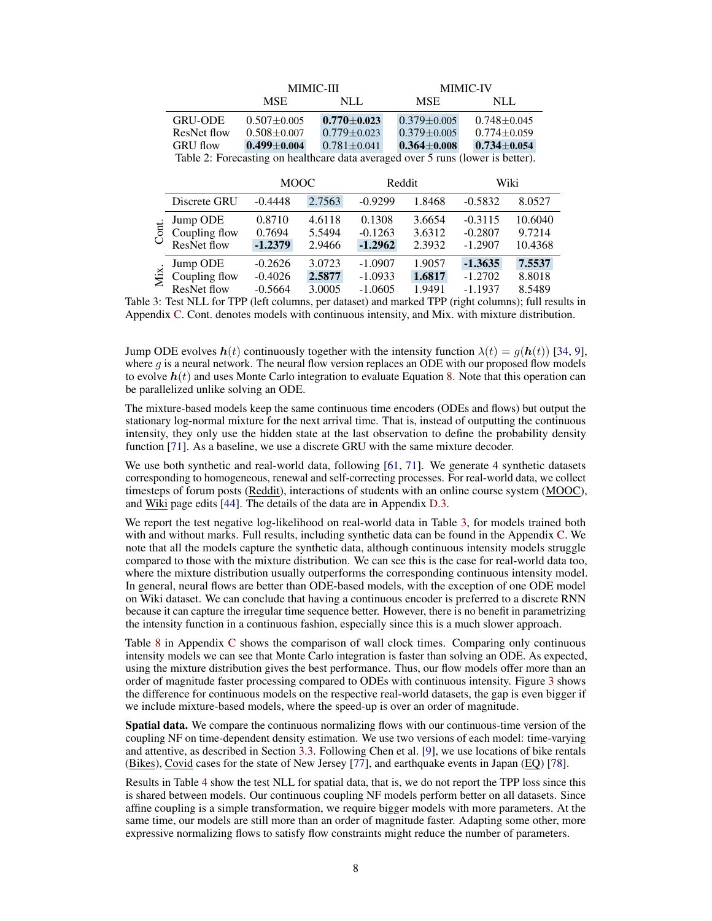| | MIMIC-III | | MIMIC-IV | |
|---|---|---|---|---|
| | MSE | NLL | MSE | NLL |
| GRU-ODE | 0.507±0.005 | **0.770±0.023** | 0.379±0.005 | 0.748±0.045 |
| ResNet flow | 0.508±0.007 | 0.779±0.023 | 0.379±0.005 | 0.774±0.059 |
| GRU flow | **0.499±0.004** | 0.781±0.041 | **0.364±0.008** | **0.734±0.054** |

Table 2: Forecasting on healthcare data averaged over 5 runs (lower is better).

| | | MOOC | | Reddit | | Wiki | |
|---|---|---|---|---|---|---|---|
| | Discrete GRU | -0.4448 | 2.7563 | -0.9299 | 1.8468 | -0.5832 | 8.0527 |
| Cont. | Jump ODE | 0.8710 | 4.6118 | 0.1308 | 3.6654 | -0.3115 | 10.6040 |
| Cont. | Coupling flow | 0.7694 | 5.5494 | -0.1263 | 3.6312 | -0.2807 | 9.7214 |
| Cont. | ResNet flow | **-1.2379** | 2.9466 | **-1.2962** | 2.3932 | -1.2907 | 10.4368 |
| Mix. | Jump ODE | -0.2626 | 3.0723 | -1.0907 | 1.9057 | **-1.3635** | **7.5537** |
| Mix. | Coupling flow | -0.4026 | **2.5877** | -1.0933 | **1.6817** | -1.2702 | 8.8018 |
| Mix. | ResNet flow | -0.5664 | 3.0005 | -1.0605 | 1.9491 | -1.1937 | 8.5489 |

Table 3: Test NLL for TPP (left columns, per dataset) and marked TPP (right columns); full results in Appendix C. Cont. denotes models with continuous intensity, and Mix. with mixture distribution.

Jump ODE evolves $\boldsymbol{h}(t)$ continuously together with the intensity function $\lambda(t) = g(\boldsymbol{h}(t))$ [34, 9], where $g$ is a neural network. The neural flow version replaces an ODE with our proposed flow models to evolve $\boldsymbol{h}(t)$ and uses Monte Carlo integration to evaluate Equation 8. Note that this operation can be parallelized unlike solving an ODE.

The mixture-based models keep the same continuous time encoders (ODEs and flows) but output the stationary log-normal mixture for the next arrival time. That is, instead of outputting the continuous intensity, they only use the hidden state at the last observation to define the probability density function [71]. As a baseline, we use a discrete GRU with the same mixture decoder.

We use both synthetic and real-world data, following [61, 71]. We generate 4 synthetic datasets corresponding to homogeneous, renewal and self-correcting processes. For real-world data, we collect timesteps of forum posts (Reddit), interactions of students with an online course system (MOOC), and Wiki page edits [44]. The details of the data are in Appendix D.3.

We report the test negative log-likelihood on real-world data in Table 3, for models trained both with and without marks. Full results, including synthetic data can be found in the Appendix C. We note that all the models capture the synthetic data, although continuous intensity models struggle compared to those with the mixture distribution. We can see this is the case for real-world data too, where the mixture distribution usually outperforms the corresponding continuous intensity model. In general, neural flows are better than ODE-based models, with the exception of one ODE model on Wiki dataset. We can conclude that having a continuous encoder is preferred to a discrete RNN because it can capture the irregular time sequence better. However, there is no benefit in parametrizing the intensity function in a continuous fashion, especially since this is a much slower approach.

Table 8 in Appendix C shows the comparison of wall clock times. Comparing only continuous intensity models we can see that Monte Carlo integration is faster than solving an ODE. As expected, using the mixture distribution gives the best performance. Thus, our flow models offer more than an order of magnitude faster processing compared to ODEs with continuous intensity. Figure 3 shows the difference for continuous models on the respective real-world datasets, the gap is even bigger if we include mixture-based models, where the speed-up is over an order of magnitude.

**Spatial data.** We compare the continuous normalizing flows with our continuous-time version of the coupling NF on time-dependent density estimation. We use two versions of each model: time-varying and attentive, as described in Section 3.3. Following Chen et al. [9], we use locations of bike rentals (Bikes), Covid cases for the state of New Jersey [77], and earthquake events in Japan (EQ) [78].

Results in Table 4 show the test NLL for spatial data, that is, we do not report the TPP loss since this is shared between models. Our continuous coupling NF models perform better on all datasets. Since affine coupling is a simple transformation, we require bigger models with more parameters. At the same time, our models are still more than an order of magnitude faster. Adapting some other, more expressive normalizing flows to satisfy flow constraints might reduce the number of parameters.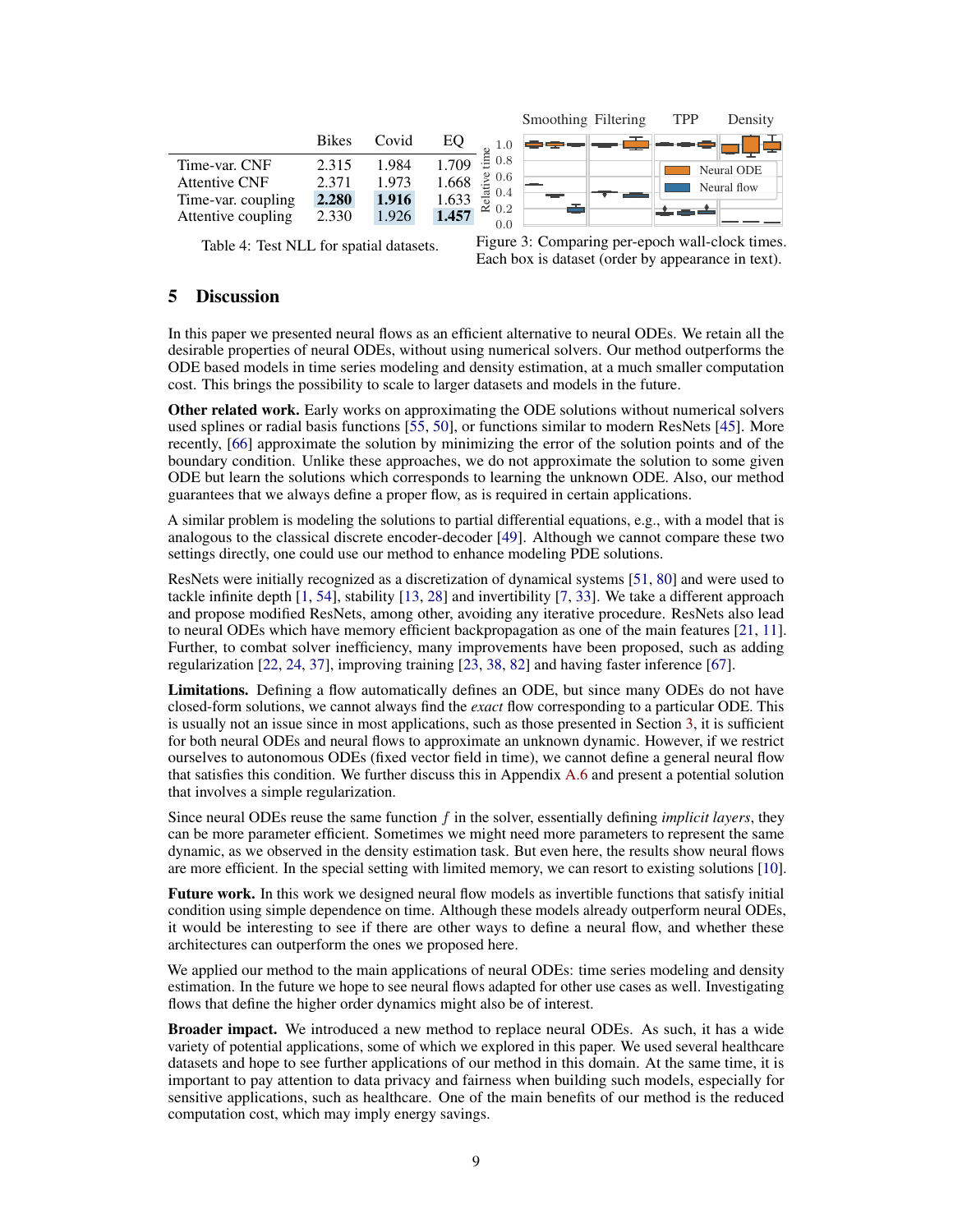|  | Bikes | Covid | EQ |
|---|---|---|---|
| Time-var. CNF | 2.315 | 1.984 | 1.709 |
| Attentive CNF | 2.371 | 1.973 | 1.668 |
| Time-var. coupling | **2.280** | **1.916** | 1.633 |
| Attentive coupling | 2.330 | 1.926 | **1.457** |

Table 4: Test NLL for spatial datasets.

Figure 3: Comparing per-epoch wall-clock times. Each box is dataset (order by appearance in text).

## 5 Discussion

In this paper we presented neural flows as an efficient alternative to neural ODEs. We retain all the desirable properties of neural ODEs, without using numerical solvers. Our method outperforms the ODE based models in time series modeling and density estimation, at a much smaller computation cost. This brings the possibility to scale to larger datasets and models in the future.

**Other related work.** Early works on approximating the ODE solutions without numerical solvers used splines or radial basis functions [55, 50], or functions similar to modern ResNets [45]. More recently, [66] approximate the solution by minimizing the error of the solution points and of the boundary condition. Unlike these approaches, we do not approximate the solution to some given ODE but learn the solutions which corresponds to learning the unknown ODE. Also, our method guarantees that we always define a proper flow, as is required in certain applications.

A similar problem is modeling the solutions to partial differential equations, e.g., with a model that is analogous to the classical discrete encoder-decoder [49]. Although we cannot compare these two settings directly, one could use our method to enhance modeling PDE solutions.

ResNets were initially recognized as a discretization of dynamical systems [51, 80] and were used to tackle infinite depth [1, 54], stability [13, 28] and invertibility [7, 33]. We take a different approach and propose modified ResNets, among other, avoiding any iterative procedure. ResNets also lead to neural ODEs which have memory efficient backpropagation as one of the main features [21, 11]. Further, to combat solver inefficiency, many improvements have been proposed, such as adding regularization [22, 24, 37], improving training [23, 38, 82] and having faster inference [67].

**Limitations.** Defining a flow automatically defines an ODE, but since many ODEs do not have closed-form solutions, we cannot always find the *exact* flow corresponding to a particular ODE. This is usually not an issue since in most applications, such as those presented in Section 3, it is sufficient for both neural ODEs and neural flows to approximate an unknown dynamic. However, if we restrict ourselves to autonomous ODEs (fixed vector field in time), we cannot define a general neural flow that satisfies this condition. We further discuss this in Appendix A.6 and present a potential solution that involves a simple regularization.

Since neural ODEs reuse the same function $f$ in the solver, essentially defining *implicit layers*, they can be more parameter efficient. Sometimes we might need more parameters to represent the same dynamic, as we observed in the density estimation task. But even here, the results show neural flows are more efficient. In the special setting with limited memory, we can resort to existing solutions [10].

**Future work.** In this work we designed neural flow models as invertible functions that satisfy initial condition using simple dependence on time. Although these models already outperform neural ODEs, it would be interesting to see if there are other ways to define a neural flow, and whether these architectures can outperform the ones we proposed here.

We applied our method to the main applications of neural ODEs: time series modeling and density estimation. In the future we hope to see neural flows adapted for other use cases as well. Investigating flows that define the higher order dynamics might also be of interest.

**Broader impact.** We introduced a new method to replace neural ODEs. As such, it has a wide variety of potential applications, some of which we explored in this paper. We used several healthcare datasets and hope to see further applications of our method in this domain. At the same time, it is important to pay attention to data privacy and fairness when building such models, especially for sensitive applications, such as healthcare. One of the main benefits of our method is the reduced computation cost, which may imply energy savings.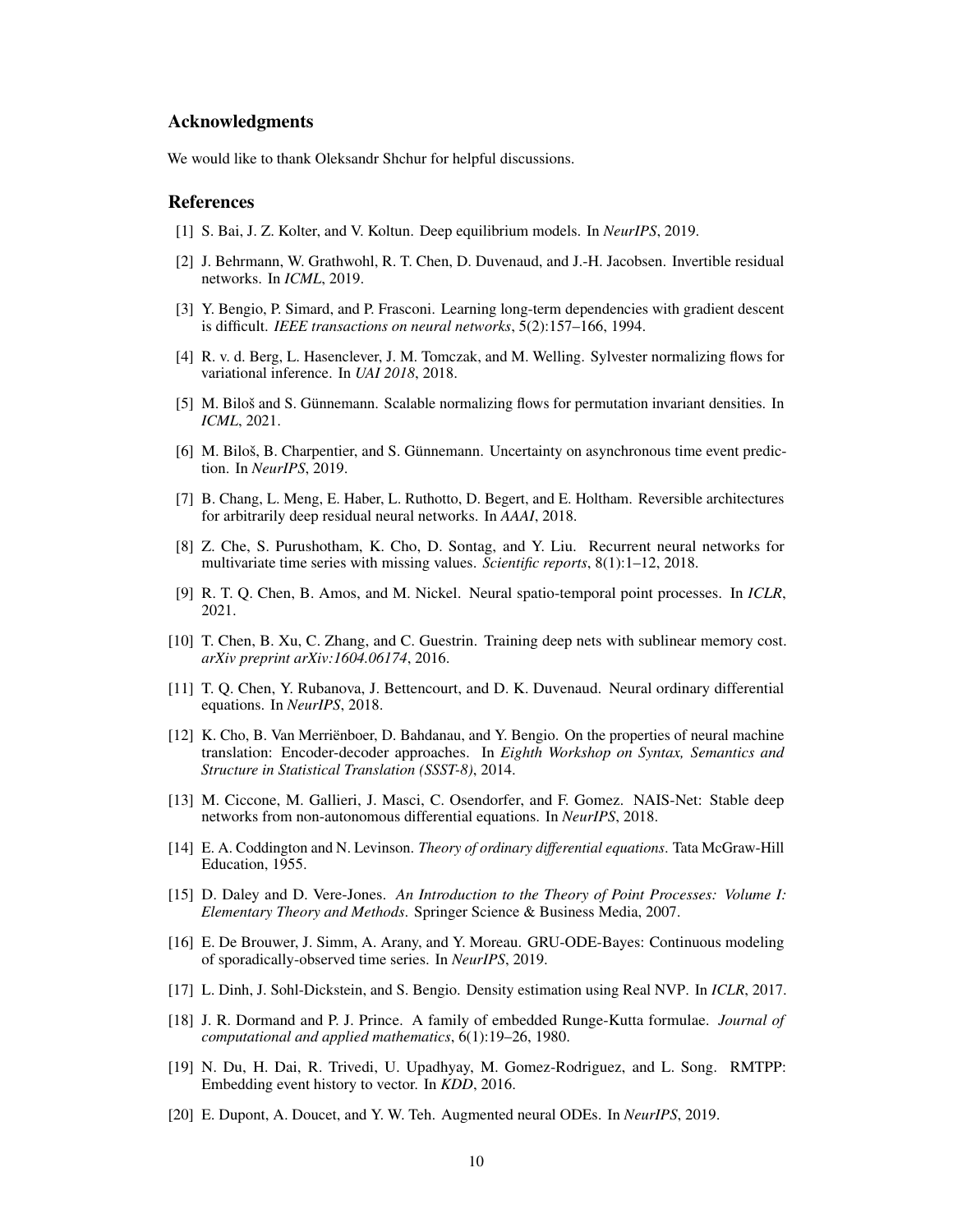## Acknowledgments

We would like to thank Oleksandr Shchur for helpful discussions.

## References

[1] S. Bai, J. Z. Kolter, and V. Koltun. Deep equilibrium models. In *NeurIPS*, 2019.

[2] J. Behrmann, W. Grathwohl, R. T. Chen, D. Duvenaud, and J.-H. Jacobsen. Invertible residual networks. In *ICML*, 2019.

[3] Y. Bengio, P. Simard, and P. Frasconi. Learning long-term dependencies with gradient descent is difficult. *IEEE transactions on neural networks*, 5(2):157–166, 1994.

[4] R. v. d. Berg, L. Hasenclever, J. M. Tomczak, and M. Welling. Sylvester normalizing flows for variational inference. In *UAI 2018*, 2018.

[5] M. Biloš and S. Günnemann. Scalable normalizing flows for permutation invariant densities. In *ICML*, 2021.

[6] M. Biloš, B. Charpentier, and S. Günnemann. Uncertainty on asynchronous time event prediction. In *NeurIPS*, 2019.

[7] B. Chang, L. Meng, E. Haber, L. Ruthotto, D. Begert, and E. Holtham. Reversible architectures for arbitrarily deep residual neural networks. In *AAAI*, 2018.

[8] Z. Che, S. Purushotham, K. Cho, D. Sontag, and Y. Liu. Recurrent neural networks for multivariate time series with missing values. *Scientific reports*, 8(1):1–12, 2018.

[9] R. T. Q. Chen, B. Amos, and M. Nickel. Neural spatio-temporal point processes. In *ICLR*, 2021.

[10] T. Chen, B. Xu, C. Zhang, and C. Guestrin. Training deep nets with sublinear memory cost. *arXiv preprint arXiv:1604.06174*, 2016.

[11] T. Q. Chen, Y. Rubanova, J. Bettencourt, and D. K. Duvenaud. Neural ordinary differential equations. In *NeurIPS*, 2018.

[12] K. Cho, B. Van Merriënboer, D. Bahdanau, and Y. Bengio. On the properties of neural machine translation: Encoder-decoder approaches. In *Eighth Workshop on Syntax, Semantics and Structure in Statistical Translation (SSST-8)*, 2014.

[13] M. Ciccone, M. Gallieri, J. Masci, C. Osendorfer, and F. Gomez. NAIS-Net: Stable deep networks from non-autonomous differential equations. In *NeurIPS*, 2018.

[14] E. A. Coddington and N. Levinson. *Theory of ordinary differential equations*. Tata McGraw-Hill Education, 1955.

[15] D. Daley and D. Vere-Jones. *An Introduction to the Theory of Point Processes: Volume I: Elementary Theory and Methods*. Springer Science & Business Media, 2007.

[16] E. De Brouwer, J. Simm, A. Arany, and Y. Moreau. GRU-ODE-Bayes: Continuous modeling of sporadically-observed time series. In *NeurIPS*, 2019.

[17] L. Dinh, J. Sohl-Dickstein, and S. Bengio. Density estimation using Real NVP. In *ICLR*, 2017.

[18] J. R. Dormand and P. J. Prince. A family of embedded Runge-Kutta formulae. *Journal of computational and applied mathematics*, 6(1):19–26, 1980.

[19] N. Du, H. Dai, R. Trivedi, U. Upadhyay, M. Gomez-Rodriguez, and L. Song. RMTPP: Embedding event history to vector. In *KDD*, 2016.

[20] E. Dupont, A. Doucet, and Y. W. Teh. Augmented neural ODEs. In *NeurIPS*, 2019.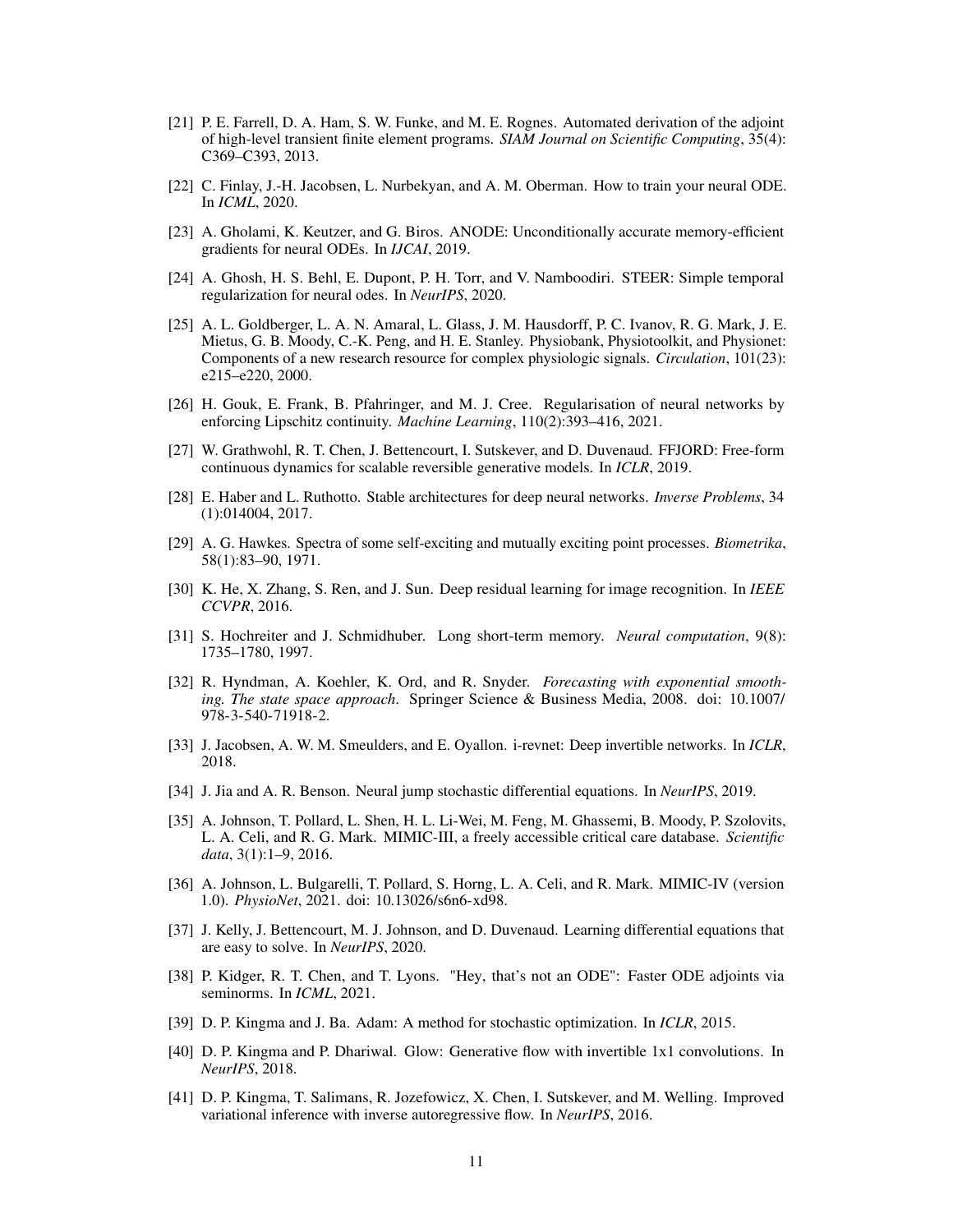[21] P. E. Farrell, D. A. Ham, S. W. Funke, and M. E. Rognes. Automated derivation of the adjoint of high-level transient finite element programs. *SIAM Journal on Scientific Computing*, 35(4): C369–C393, 2013.

[22] C. Finlay, J.-H. Jacobsen, L. Nurbekyan, and A. M. Oberman. How to train your neural ODE. In *ICML*, 2020.

[23] A. Gholami, K. Keutzer, and G. Biros. ANODE: Unconditionally accurate memory-efficient gradients for neural ODEs. In *IJCAI*, 2019.

[24] A. Ghosh, H. S. Behl, E. Dupont, P. H. Torr, and V. Namboodiri. STEER: Simple temporal regularization for neural odes. In *NeurIPS*, 2020.

[25] A. L. Goldberger, L. A. N. Amaral, L. Glass, J. M. Hausdorff, P. C. Ivanov, R. G. Mark, J. E. Mietus, G. B. Moody, C.-K. Peng, and H. E. Stanley. Physiobank, Physiotoolkit, and Physionet: Components of a new research resource for complex physiologic signals. *Circulation*, 101(23): e215–e220, 2000.

[26] H. Gouk, E. Frank, B. Pfahringer, and M. J. Cree. Regularisation of neural networks by enforcing Lipschitz continuity. *Machine Learning*, 110(2):393–416, 2021.

[27] W. Grathwohl, R. T. Chen, J. Bettencourt, I. Sutskever, and D. Duvenaud. FFJORD: Free-form continuous dynamics for scalable reversible generative models. In *ICLR*, 2019.

[28] E. Haber and L. Ruthotto. Stable architectures for deep neural networks. *Inverse Problems*, 34 (1):014004, 2017.

[29] A. G. Hawkes. Spectra of some self-exciting and mutually exciting point processes. *Biometrika*, 58(1):83–90, 1971.

[30] K. He, X. Zhang, S. Ren, and J. Sun. Deep residual learning for image recognition. In *IEEE CCVPR*, 2016.

[31] S. Hochreiter and J. Schmidhuber. Long short-term memory. *Neural computation*, 9(8): 1735–1780, 1997.

[32] R. Hyndman, A. Koehler, K. Ord, and R. Snyder. *Forecasting with exponential smoothing. The state space approach*. Springer Science & Business Media, 2008. doi: 10.1007/978-3-540-71918-2.

[33] J. Jacobsen, A. W. M. Smeulders, and E. Oyallon. i-revnet: Deep invertible networks. In *ICLR*, 2018.

[34] J. Jia and A. R. Benson. Neural jump stochastic differential equations. In *NeurIPS*, 2019.

[35] A. Johnson, T. Pollard, L. Shen, H. L. Li-Wei, M. Feng, M. Ghassemi, B. Moody, P. Szolovits, L. A. Celi, and R. G. Mark. MIMIC-III, a freely accessible critical care database. *Scientific data*, 3(1):1–9, 2016.

[36] A. Johnson, L. Bulgarelli, T. Pollard, S. Horng, L. A. Celi, and R. Mark. MIMIC-IV (version 1.0). *PhysioNet*, 2021. doi: 10.13026/s6n6-xd98.

[37] J. Kelly, J. Bettencourt, M. J. Johnson, and D. Duvenaud. Learning differential equations that are easy to solve. In *NeurIPS*, 2020.

[38] P. Kidger, R. T. Chen, and T. Lyons. "Hey, that's not an ODE": Faster ODE adjoints via seminorms. In *ICML*, 2021.

[39] D. P. Kingma and J. Ba. Adam: A method for stochastic optimization. In *ICLR*, 2015.

[40] D. P. Kingma and P. Dhariwal. Glow: Generative flow with invertible 1x1 convolutions. In *NeurIPS*, 2018.

[41] D. P. Kingma, T. Salimans, R. Jozefowicz, X. Chen, I. Sutskever, and M. Welling. Improved variational inference with inverse autoregressive flow. In *NeurIPS*, 2016.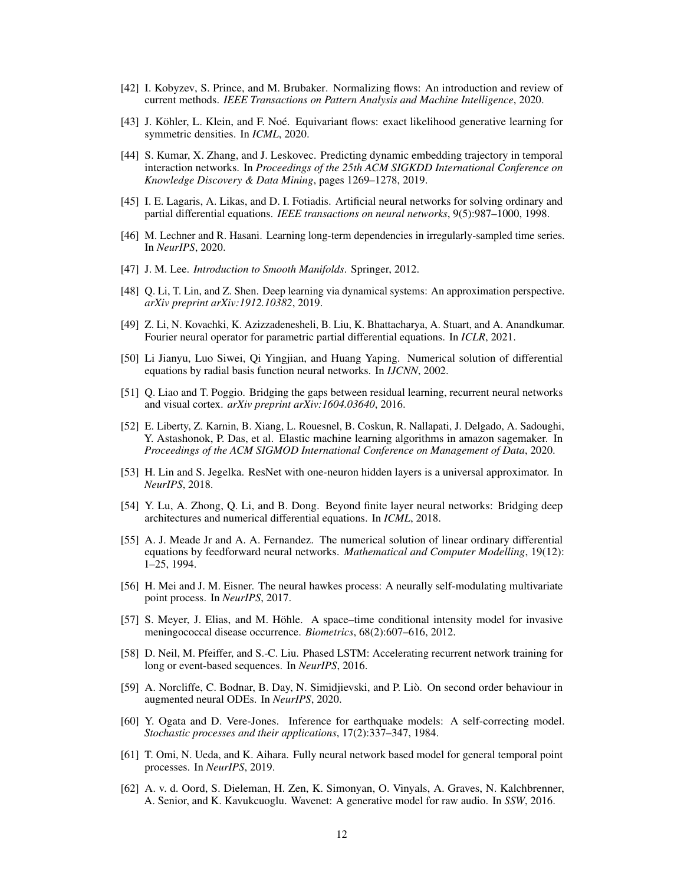[42] I. Kobyzev, S. Prince, and M. Brubaker. Normalizing flows: An introduction and review of current methods. *IEEE Transactions on Pattern Analysis and Machine Intelligence*, 2020.

[43] J. Köhler, L. Klein, and F. Noé. Equivariant flows: exact likelihood generative learning for symmetric densities. In *ICML*, 2020.

[44] S. Kumar, X. Zhang, and J. Leskovec. Predicting dynamic embedding trajectory in temporal interaction networks. In *Proceedings of the 25th ACM SIGKDD International Conference on Knowledge Discovery & Data Mining*, pages 1269–1278, 2019.

[45] I. E. Lagaris, A. Likas, and D. I. Fotiadis. Artificial neural networks for solving ordinary and partial differential equations. *IEEE transactions on neural networks*, 9(5):987–1000, 1998.

[46] M. Lechner and R. Hasani. Learning long-term dependencies in irregularly-sampled time series. In *NeurIPS*, 2020.

[47] J. M. Lee. *Introduction to Smooth Manifolds*. Springer, 2012.

[48] Q. Li, T. Lin, and Z. Shen. Deep learning via dynamical systems: An approximation perspective. *arXiv preprint arXiv:1912.10382*, 2019.

[49] Z. Li, N. Kovachki, K. Azizzadenesheli, B. Liu, K. Bhattacharya, A. Stuart, and A. Anandkumar. Fourier neural operator for parametric partial differential equations. In *ICLR*, 2021.

[50] Li Jianyu, Luo Siwei, Qi Yingjian, and Huang Yaping. Numerical solution of differential equations by radial basis function neural networks. In *IJCNN*, 2002.

[51] Q. Liao and T. Poggio. Bridging the gaps between residual learning, recurrent neural networks and visual cortex. *arXiv preprint arXiv:1604.03640*, 2016.

[52] E. Liberty, Z. Karnin, B. Xiang, L. Rouesnel, B. Coskun, R. Nallapati, J. Delgado, A. Sadoughi, Y. Astashonok, P. Das, et al. Elastic machine learning algorithms in amazon sagemaker. In *Proceedings of the ACM SIGMOD International Conference on Management of Data*, 2020.

[53] H. Lin and S. Jegelka. ResNet with one-neuron hidden layers is a universal approximator. In *NeurIPS*, 2018.

[54] Y. Lu, A. Zhong, Q. Li, and B. Dong. Beyond finite layer neural networks: Bridging deep architectures and numerical differential equations. In *ICML*, 2018.

[55] A. J. Meade Jr and A. A. Fernandez. The numerical solution of linear ordinary differential equations by feedforward neural networks. *Mathematical and Computer Modelling*, 19(12): 1–25, 1994.

[56] H. Mei and J. M. Eisner. The neural hawkes process: A neurally self-modulating multivariate point process. In *NeurIPS*, 2017.

[57] S. Meyer, J. Elias, and M. Höhle. A space–time conditional intensity model for invasive meningococcal disease occurrence. *Biometrics*, 68(2):607–616, 2012.

[58] D. Neil, M. Pfeiffer, and S.-C. Liu. Phased LSTM: Accelerating recurrent network training for long or event-based sequences. In *NeurIPS*, 2016.

[59] A. Norcliffe, C. Bodnar, B. Day, N. Simidjievski, and P. Liò. On second order behaviour in augmented neural ODEs. In *NeurIPS*, 2020.

[60] Y. Ogata and D. Vere-Jones. Inference for earthquake models: A self-correcting model. *Stochastic processes and their applications*, 17(2):337–347, 1984.

[61] T. Omi, N. Ueda, and K. Aihara. Fully neural network based model for general temporal point processes. In *NeurIPS*, 2019.

[62] A. v. d. Oord, S. Dieleman, H. Zen, K. Simonyan, O. Vinyals, A. Graves, N. Kalchbrenner, A. Senior, and K. Kavukcuoglu. Wavenet: A generative model for raw audio. In *SSW*, 2016.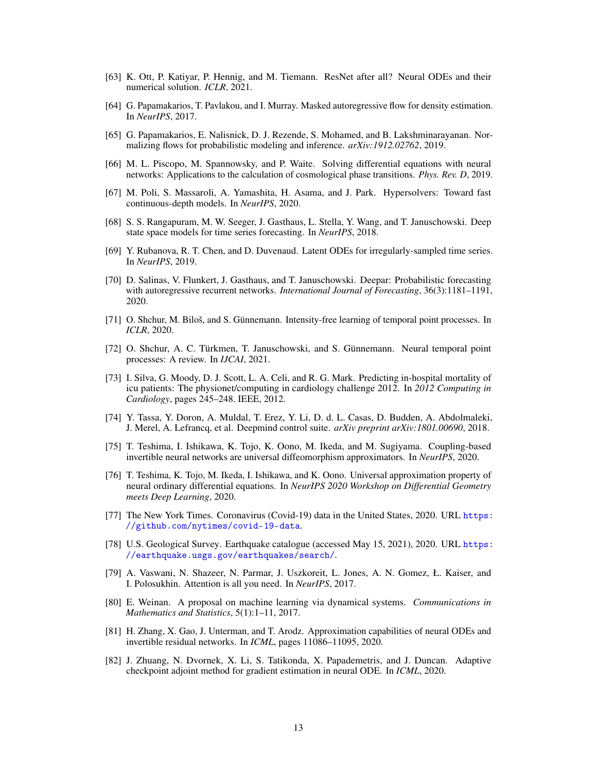[63] K. Ott, P. Katiyar, P. Hennig, and M. Tiemann. ResNet after all? Neural ODEs and their numerical solution. *ICLR*, 2021.

[64] G. Papamakarios, T. Pavlakou, and I. Murray. Masked autoregressive flow for density estimation. In *NeurIPS*, 2017.

[65] G. Papamakarios, E. Nalisnick, D. J. Rezende, S. Mohamed, and B. Lakshminarayanan. Normalizing flows for probabilistic modeling and inference. *arXiv:1912.02762*, 2019.

[66] M. L. Piscopo, M. Spannowsky, and P. Waite. Solving differential equations with neural networks: Applications to the calculation of cosmological phase transitions. *Phys. Rev. D*, 2019.

[67] M. Poli, S. Massaroli, A. Yamashita, H. Asama, and J. Park. Hypersolvers: Toward fast continuous-depth models. In *NeurIPS*, 2020.

[68] S. S. Rangapuram, M. W. Seeger, J. Gasthaus, L. Stella, Y. Wang, and T. Januschowski. Deep state space models for time series forecasting. In *NeurIPS*, 2018.

[69] Y. Rubanova, R. T. Chen, and D. Duvenaud. Latent ODEs for irregularly-sampled time series. In *NeurIPS*, 2019.

[70] D. Salinas, V. Flunkert, J. Gasthaus, and T. Januschowski. Deepar: Probabilistic forecasting with autoregressive recurrent networks. *International Journal of Forecasting*, 36(3):1181–1191, 2020.

[71] O. Shchur, M. Biloš, and S. Günnemann. Intensity-free learning of temporal point processes. In *ICLR*, 2020.

[72] O. Shchur, A. C. Türkmen, T. Januschowski, and S. Günnemann. Neural temporal point processes: A review. In *IJCAI*, 2021.

[73] I. Silva, G. Moody, D. J. Scott, L. A. Celi, and R. G. Mark. Predicting in-hospital mortality of icu patients: The physionet/computing in cardiology challenge 2012. In *2012 Computing in Cardiology*, pages 245–248. IEEE, 2012.

[74] Y. Tassa, Y. Doron, A. Muldal, T. Erez, Y. Li, D. d. L. Casas, D. Budden, A. Abdolmaleki, J. Merel, A. Lefrancq, et al. Deepmind control suite. *arXiv preprint arXiv:1801.00690*, 2018.

[75] T. Teshima, I. Ishikawa, K. Tojo, K. Oono, M. Ikeda, and M. Sugiyama. Coupling-based invertible neural networks are universal diffeomorphism approximators. In *NeurIPS*, 2020.

[76] T. Teshima, K. Tojo, M. Ikeda, I. Ishikawa, and K. Oono. Universal approximation property of neural ordinary differential equations. In *NeurIPS 2020 Workshop on Differential Geometry meets Deep Learning*, 2020.

[77] The New York Times. Coronavirus (Covid-19) data in the United States, 2020. URL https://github.com/nytimes/covid-19-data.

[78] U.S. Geological Survey. Earthquake catalogue (accessed May 15, 2021), 2020. URL https://earthquake.usgs.gov/earthquakes/search/.

[79] A. Vaswani, N. Shazeer, N. Parmar, J. Uszkoreit, L. Jones, A. N. Gomez, Ł. Kaiser, and I. Polosukhin. Attention is all you need. In *NeurIPS*, 2017.

[80] E. Weinan. A proposal on machine learning via dynamical systems. *Communications in Mathematics and Statistics*, 5(1):1–11, 2017.

[81] H. Zhang, X. Gao, J. Unterman, and T. Arodz. Approximation capabilities of neural ODEs and invertible residual networks. In *ICML*, pages 11086–11095, 2020.

[82] J. Zhuang, N. Dvornek, X. Li, S. Tatikonda, X. Papademetris, and J. Duncan. Adaptive checkpoint adjoint method for gradient estimation in neural ODE. In *ICML*, 2020.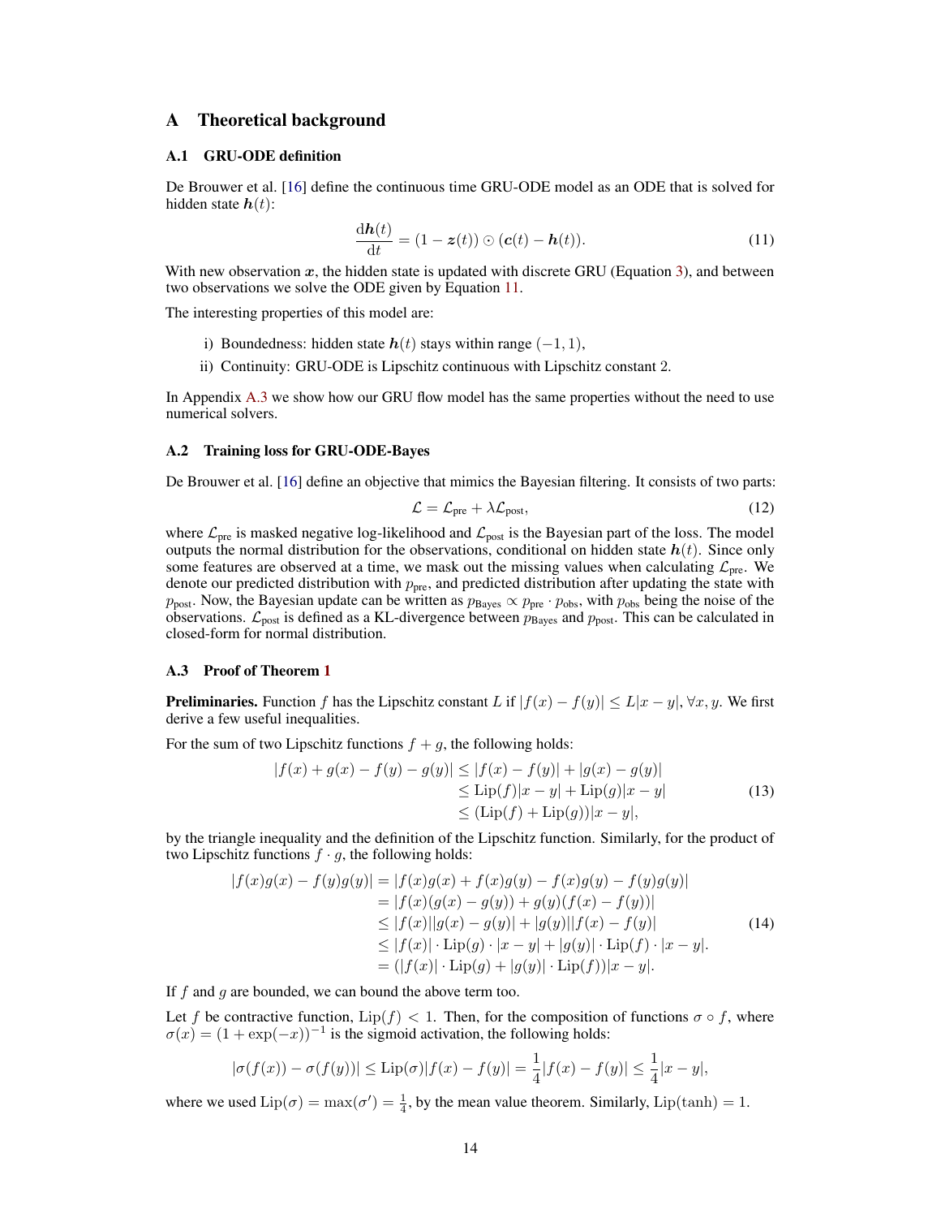# A Theoretical background

## A.1 GRU-ODE definition

De Brouwer et al. [16] define the continuous time GRU-ODE model as an ODE that is solved for hidden state $\boldsymbol{h}(t)$:

$$\frac{\mathrm{d}\boldsymbol{h}(t)}{\mathrm{d}t} = (1 - \boldsymbol{z}(t)) \odot (\boldsymbol{c}(t) - \boldsymbol{h}(t)). \tag{11}$$

With new observation $\boldsymbol{x}$, the hidden state is updated with discrete GRU (Equation 3), and between two observations we solve the ODE given by Equation 11.

The interesting properties of this model are:

i) Boundedness: hidden state $\boldsymbol{h}(t)$ stays within range $(-1, 1)$,

ii) Continuity: GRU-ODE is Lipschitz continuous with Lipschitz constant 2.

In Appendix A.3 we show how our GRU flow model has the same properties without the need to use numerical solvers.

## A.2 Training loss for GRU-ODE-Bayes

De Brouwer et al. [16] define an objective that mimics the Bayesian filtering. It consists of two parts:

$$\mathcal{L} = \mathcal{L}_{\text{pre}} + \lambda \mathcal{L}_{\text{post}}, \tag{12}$$

where $\mathcal{L}_{\text{pre}}$ is masked negative log-likelihood and $\mathcal{L}_{\text{post}}$ is the Bayesian part of the loss. The model outputs the normal distribution for the observations, conditional on hidden state $\boldsymbol{h}(t)$. Since only some features are observed at a time, we mask out the missing values when calculating $\mathcal{L}_{\text{pre}}$. We denote our predicted distribution with $p_{\text{pre}}$, and predicted distribution after updating the state with $p_{\text{post}}$. Now, the Bayesian update can be written as $p_{\text{Bayes}} \propto p_{\text{pre}} \cdot p_{\text{obs}}$, with $p_{\text{obs}}$ being the noise of the observations. $\mathcal{L}_{\text{post}}$ is defined as a KL-divergence between $p_{\text{Bayes}}$ and $p_{\text{post}}$. This can be calculated in closed-form for normal distribution.

## A.3 Proof of Theorem 1

**Preliminaries.** Function $f$ has the Lipschitz constant $L$ if $|f(x) - f(y)| \leq L|x - y|, \forall x, y$. We first derive a few useful inequalities.

For the sum of two Lipschitz functions $f + g$, the following holds:

$$\begin{aligned}
|f(x) + g(x) - f(y) - g(y)| &\leq |f(x) - f(y)| + |g(x) - g(y)| \\
&\leq \mathrm{Lip}(f)|x - y| + \mathrm{Lip}(g)|x - y| \\
&\leq (\mathrm{Lip}(f) + \mathrm{Lip}(g))|x - y|,
\end{aligned} \tag{13}$$

by the triangle inequality and the definition of the Lipschitz function. Similarly, for the product of two Lipschitz functions $f \cdot g$, the following holds:

$$\begin{aligned}
|f(x)g(x) - f(y)g(y)| &= |f(x)g(x) + f(x)g(y) - f(x)g(y) - f(y)g(y)| \\
&= |f(x)(g(x) - g(y)) + g(y)(f(x) - f(y))| \\
&\leq |f(x)||g(x) - g(y)| + |g(y)||f(x) - f(y)| \\
&\leq |f(x)| \cdot \mathrm{Lip}(g) \cdot |x - y| + |g(y)| \cdot \mathrm{Lip}(f) \cdot |x - y|. \\
&= (|f(x)| \cdot \mathrm{Lip}(g) + |g(y)| \cdot \mathrm{Lip}(f))|x - y|.
\end{aligned} \tag{14}$$

If $f$ and $g$ are bounded, we can bound the above term too.

Let $f$ be contractive function, $\mathrm{Lip}(f) < 1$. Then, for the composition of functions $\sigma \circ f$, where $\sigma(x) = (1 + \exp(-x))^{-1}$ is the sigmoid activation, the following holds:

$$|\sigma(f(x)) - \sigma(f(y))| \leq \mathrm{Lip}(\sigma)|f(x) - f(y)| = \frac{1}{4}|f(x) - f(y)| \leq \frac{1}{4}|x - y|,$$

where we used $\mathrm{Lip}(\sigma) = \max(\sigma') = \frac{1}{4}$, by the mean value theorem. Similarly, $\mathrm{Lip}(\tanh) = 1$.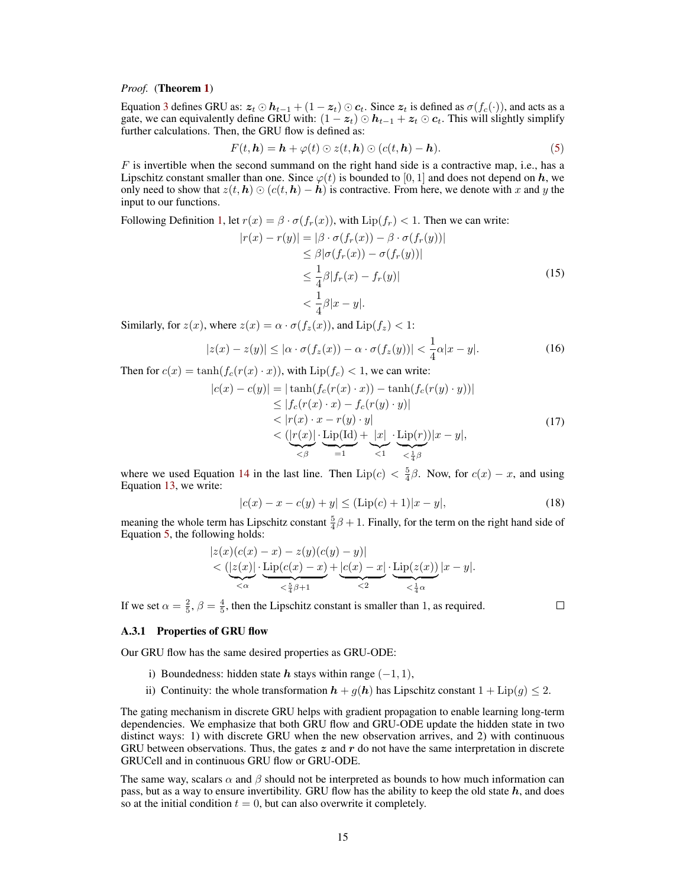*Proof.* (**Theorem 1**)

Equation 3 defines GRU as: $\boldsymbol{z}_t \odot \boldsymbol{h}_{t-1} + (1 - \boldsymbol{z}_t) \odot \boldsymbol{c}_t$. Since $\boldsymbol{z}_t$ is defined as $\sigma(f_c(\cdot))$, and acts as a gate, we can equivalently define GRU with: $(1 - \boldsymbol{z}_t) \odot \boldsymbol{h}_{t-1} + \boldsymbol{z}_t \odot \boldsymbol{c}_t$. This will slightly simplify further calculations. Then, the GRU flow is defined as:

$$F(t, \boldsymbol{h}) = \boldsymbol{h} + \varphi(t) \odot z(t, \boldsymbol{h}) \odot (c(t, \boldsymbol{h}) - \boldsymbol{h}). \tag{5}$$

$F$ is invertible when the second summand on the right hand side is a contractive map, i.e., has a Lipschitz constant smaller than one. Since $\varphi(t)$ is bounded to $[0, 1]$ and does not depend on $\boldsymbol{h}$, we only need to show that $z(t, \boldsymbol{h}) \odot (c(t, \boldsymbol{h}) - \boldsymbol{h})$ is contractive. From here, we denote with $x$ and $y$ the input to our functions.

Following Definition 1, let $r(x) = \beta \cdot \sigma(f_r(x))$, with $\mathrm{Lip}(f_r) < 1$. Then we can write:

$$\begin{aligned}
|r(x) - r(y)| &= |\beta \cdot \sigma(f_r(x)) - \beta \cdot \sigma(f_r(y))| \\
&\leq \beta |\sigma(f_r(x)) - \sigma(f_r(y))| \\
&\leq \frac{1}{4}\beta |f_r(x) - f_r(y)| \\
&< \frac{1}{4}\beta |x - y|.
\end{aligned} \tag{15}$$

Similarly, for $z(x)$, where $z(x) = \alpha \cdot \sigma(f_z(x))$, and $\mathrm{Lip}(f_z) < 1$:

$$|z(x) - z(y)| \leq |\alpha \cdot \sigma(f_z(x)) - \alpha \cdot \sigma(f_z(y))| < \frac{1}{4}\alpha |x - y|. \tag{16}$$

Then for $c(x) = \tanh(f_c(r(x) \cdot x))$, with $\mathrm{Lip}(f_c) < 1$, we can write:

$$\begin{aligned}
|c(x) - c(y)| &= |\tanh(f_c(r(x) \cdot x)) - \tanh(f_c(r(y) \cdot y))| \\
&\leq |f_c(r(x) \cdot x) - f_c(r(y) \cdot y)| \\
&< |r(x) \cdot x - r(y) \cdot y| \\
&< (\underbrace{|r(x)|}_{<\beta} \cdot \underbrace{\mathrm{Lip}(\mathrm{Id})}_{=1} + \underbrace{|x|}_{<1} \cdot \underbrace{\mathrm{Lip}(r)}_{<\frac{1}{4}\beta}) |x - y|,
\end{aligned} \tag{17}$$

where we used Equation 14 in the last line. Then $\mathrm{Lip}(c) < \frac{5}{4}\beta$. Now, for $c(x) - x$, and using Equation 13, we write:

$$|c(x) - x - c(y) + y| \leq (\mathrm{Lip}(c) + 1)|x - y|, \tag{18}$$

meaning the whole term has Lipschitz constant $\frac{5}{4}\beta + 1$. Finally, for the term on the right hand side of Equation 5, the following holds:

$$\begin{aligned}
&|z(x)(c(x) - x) - z(y)(c(y) - y)| \\
&< (\underbrace{|z(x)|}_{<\alpha} \cdot \underbrace{\mathrm{Lip}(c(x) - x)}_{<\frac{5}{4}\beta + 1} + \underbrace{|c(x) - x|}_{<2} \cdot \underbrace{\mathrm{Lip}(z(x))}_{<\frac{1}{4}\alpha}) |x - y|.
\end{aligned}$$

If we set $\alpha = \frac{2}{5}$, $\beta = \frac{4}{5}$, then the Lipschitz constant is smaller than 1, as required. ∎

### A.3.1 Properties of GRU flow

Our GRU flow has the same desired properties as GRU-ODE:

i) Boundedness: hidden state $\boldsymbol{h}$ stays within range $(-1, 1)$,

ii) Continuity: the whole transformation $\boldsymbol{h} + g(\boldsymbol{h})$ has Lipschitz constant $1 + \mathrm{Lip}(g) \leq 2$.

The gating mechanism in discrete GRU helps with gradient propagation to enable learning long-term dependencies. We emphasize that both GRU flow and GRU-ODE update the hidden state in two distinct ways: 1) with discrete GRU when the new observation arrives, and 2) with continuous GRU between observations. Thus, the gates $\boldsymbol{z}$ and $\boldsymbol{r}$ do not have the same interpretation in discrete GRUCell and in continuous GRU flow or GRU-ODE.

The same way, scalars $\alpha$ and $\beta$ should not be interpreted as bounds to how much information can pass, but as a way to ensure invertibility. GRU flow has the ability to keep the old state $\boldsymbol{h}$, and does so at the initial condition $t = 0$, but can also overwrite it completely.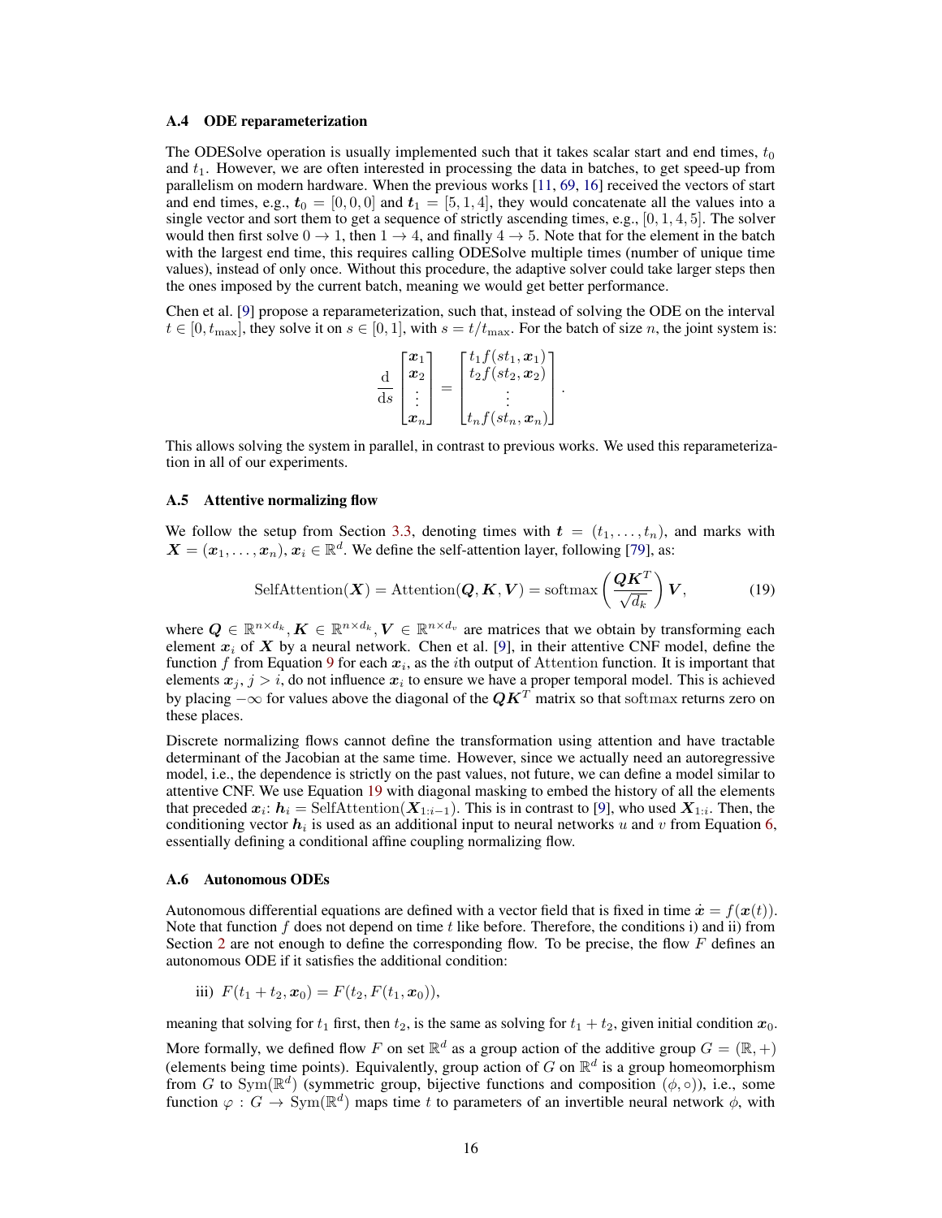### A.4 ODE reparameterization

The ODESolve operation is usually implemented such that it takes scalar start and end times, $t_0$ and $t_1$. However, we are often interested in processing the data in batches, to get speed-up from parallelism on modern hardware. When the previous works [11, 69, 16] received the vectors of start and end times, e.g., $\boldsymbol{t}_0 = [0, 0, 0]$ and $\boldsymbol{t}_1 = [5, 1, 4]$, they would concatenate all the values into a single vector and sort them to get a sequence of strictly ascending times, e.g., $[0, 1, 4, 5]$. The solver would then first solve $0 \to 1$, then $1 \to 4$, and finally $4 \to 5$. Note that for the element in the batch with the largest end time, this requires calling ODESolve multiple times (number of unique time values), instead of only once. Without this procedure, the adaptive solver could take larger steps then the ones imposed by the current batch, meaning we would get better performance.

Chen et al. [9] propose a reparameterization, such that, instead of solving the ODE on the interval $t \in [0, t_{\max}]$, they solve it on $s \in [0, 1]$, with $s = t/t_{\max}$. For the batch of size $n$, the joint system is:

$$\frac{\mathrm{d}}{\mathrm{d}s} \begin{bmatrix} \boldsymbol{x}_1 \\ \boldsymbol{x}_2 \\ \vdots \\ \boldsymbol{x}_n \end{bmatrix} = \begin{bmatrix} t_1 f(st_1, \boldsymbol{x}_1) \\ t_2 f(st_2, \boldsymbol{x}_2) \\ \vdots \\ t_n f(st_n, \boldsymbol{x}_n) \end{bmatrix}.$$

This allows solving the system in parallel, in contrast to previous works. We used this reparameterization in all of our experiments.

### A.5 Attentive normalizing flow

We follow the setup from Section 3.3, denoting times with $\boldsymbol{t} = (t_1, \dots, t_n)$, and marks with $\boldsymbol{X} = (\boldsymbol{x}_1, \dots, \boldsymbol{x}_n)$, $\boldsymbol{x}_i \in \mathbb{R}^d$. We define the self-attention layer, following [79], as:

$$\mathrm{SelfAttention}(\boldsymbol{X}) = \mathrm{Attention}(\boldsymbol{Q}, \boldsymbol{K}, \boldsymbol{V}) = \mathrm{softmax}\left(\frac{\boldsymbol{Q}\boldsymbol{K}^T}{\sqrt{d_k}}\right)\boldsymbol{V}, \tag{19}$$

where $\boldsymbol{Q} \in \mathbb{R}^{n \times d_k}, \boldsymbol{K} \in \mathbb{R}^{n \times d_k}, \boldsymbol{V} \in \mathbb{R}^{n \times d_v}$ are matrices that we obtain by transforming each element $\boldsymbol{x}_i$ of $\boldsymbol{X}$ by a neural network. Chen et al. [9], in their attentive CNF model, define the function $f$ from Equation 9 for each $\boldsymbol{x}_i$, as the $i$th output of Attention function. It is important that elements $\boldsymbol{x}_j$, $j > i$, do not influence $\boldsymbol{x}_i$ to ensure we have a proper temporal model. This is achieved by placing $-\infty$ for values above the diagonal of the $\boldsymbol{Q}\boldsymbol{K}^T$ matrix so that softmax returns zero on these places.

Discrete normalizing flows cannot define the transformation using attention and have tractable determinant of the Jacobian at the same time. However, since we actually need an autoregressive model, i.e., the dependence is strictly on the past values, not future, we can define a model similar to attentive CNF. We use Equation 19 with diagonal masking to embed the history of all the elements that preceded $\boldsymbol{x}_i$: $\boldsymbol{h}_i = \mathrm{SelfAttention}(\boldsymbol{X}_{1:i-1})$. This is in contrast to [9], who used $\boldsymbol{X}_{1:i}$. Then, the conditioning vector $\boldsymbol{h}_i$ is used as an additional input to neural networks $u$ and $v$ from Equation 6, essentially defining a conditional affine coupling normalizing flow.

### A.6 Autonomous ODEs

Autonomous differential equations are defined with a vector field that is fixed in time $\dot{\boldsymbol{x}} = f(\boldsymbol{x}(t))$. Note that function $f$ does not depend on time $t$ like before. Therefore, the conditions i) and ii) from Section 2 are not enough to define the corresponding flow. To be precise, the flow $F$ defines an autonomous ODE if it satisfies the additional condition:

iii) $F(t_1 + t_2, \boldsymbol{x}_0) = F(t_2, F(t_1, \boldsymbol{x}_0))$,

meaning that solving for $t_1$ first, then $t_2$, is the same as solving for $t_1 + t_2$, given initial condition $\boldsymbol{x}_0$.

More formally, we defined flow $F$ on set $\mathbb{R}^d$ as a group action of the additive group $G = (\mathbb{R}, +)$ (elements being time points). Equivalently, group action of $G$ on $\mathbb{R}^d$ is a group homeomorphism from $G$ to $\mathrm{Sym}(\mathbb{R}^d)$ (symmetric group, bijective functions and composition $(\phi, \circ)$), i.e., some function $\varphi : G \to \mathrm{Sym}(\mathbb{R}^d)$ maps time $t$ to parameters of an invertible neural network $\phi$, with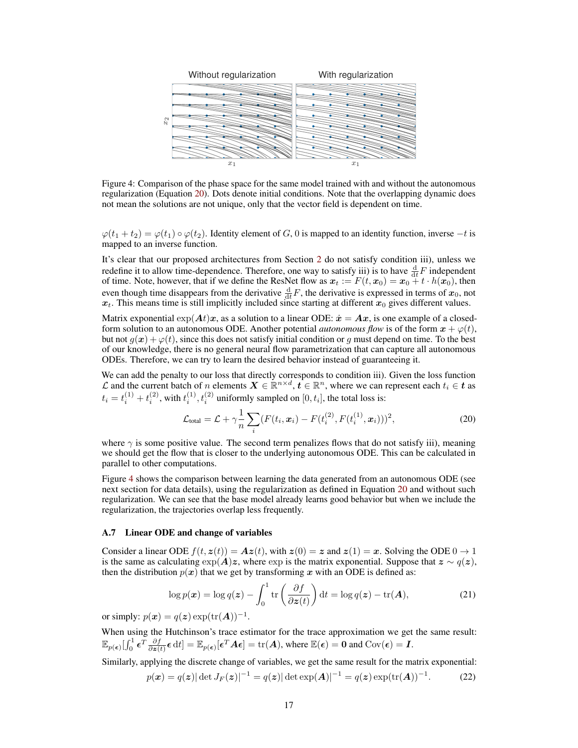Figure 4: Comparison of the phase space for the same model trained with and without the autonomous regularization (Equation 20). Dots denote initial conditions. Note that the overlapping dynamic does not mean the solutions are not unique, only that the vector field is dependent on time.

$\varphi(t_1 + t_2) = \varphi(t_1) \circ \varphi(t_2)$. Identity element of $G$, 0 is mapped to an identity function, inverse $-t$ is mapped to an inverse function.

It's clear that our proposed architectures from Section 2 do not satisfy condition iii), unless we redefine it to allow time-dependence. Therefore, one way to satisfy iii) is to have $\frac{\mathrm{d}}{\mathrm{d}t}F$ independent of time. Note, however, that if we define the ResNet flow as $\boldsymbol{x}_t := F(t, \boldsymbol{x}_0) = \boldsymbol{x}_0 + t \cdot h(\boldsymbol{x}_0)$, then even though time disappears from the derivative $\frac{\mathrm{d}}{\mathrm{d}t}F$, the derivative is expressed in terms of $\boldsymbol{x}_0$, not $\boldsymbol{x}_t$. This means time is still implicitly included since starting at different $\boldsymbol{x}_0$ gives different values.

Matrix exponential $\exp(\boldsymbol{A}t)\boldsymbol{x}$, as a solution to a linear ODE: $\dot{\boldsymbol{x}} = \boldsymbol{A}\boldsymbol{x}$, is one example of a closed-form solution to an autonomous ODE. Another potential *autonomous flow* is of the form $\boldsymbol{x} + \varphi(t)$, but not $g(\boldsymbol{x}) + \varphi(t)$, since this does not satisfy initial condition or $g$ must depend on time. To the best of our knowledge, there is no general neural flow parametrization that can capture all autonomous ODEs. Therefore, we can try to learn the desired behavior instead of guaranteeing it.

We can add the penalty to our loss that directly corresponds to condition iii). Given the loss function $\mathcal{L}$ and the current batch of $n$ elements $\boldsymbol{X} \in \mathbb{R}^{n \times d}$, $\boldsymbol{t} \in \mathbb{R}^n$, where we can represent each $t_i \in \boldsymbol{t}$ as $t_i = t_i^{(1)} + t_i^{(2)}$, with $t_i^{(1)}, t_i^{(2)}$ uniformly sampled on $[0, t_i]$, the total loss is:

$$\mathcal{L}_{\text{total}} = \mathcal{L} + \gamma \frac{1}{n} \sum_i (F(t_i, \boldsymbol{x}_i) - F(t_i^{(2)}, F(t_i^{(1)}, \boldsymbol{x}_i)))^2, \tag{20}$$

where $\gamma$ is some positive value. The second term penalizes flows that do not satisfy iii), meaning we should get the flow that is closer to the underlying autonomous ODE. This can be calculated in parallel to other computations.

Figure 4 shows the comparison between learning the data generated from an autonomous ODE (see next section for data details), using the regularization as defined in Equation 20 and without such regularization. We can see that the base model already learns good behavior but when we include the regularization, the trajectories overlap less frequently.

### A.7 Linear ODE and change of variables

Consider a linear ODE $f(t, \boldsymbol{z}(t)) = \boldsymbol{A}\boldsymbol{z}(t)$, with $\boldsymbol{z}(0) = \boldsymbol{z}$ and $\boldsymbol{z}(1) = \boldsymbol{x}$. Solving the ODE $0 \to 1$ is the same as calculating $\exp(\boldsymbol{A})\boldsymbol{z}$, where $\exp$ is the matrix exponential. Suppose that $\boldsymbol{z} \sim q(\boldsymbol{z})$, then the distribution $p(\boldsymbol{x})$ that we get by transforming $\boldsymbol{x}$ with an ODE is defined as:

$$\log p(\boldsymbol{x}) = \log q(\boldsymbol{z}) - \int_0^1 \operatorname{tr}\left(\frac{\partial f}{\partial \boldsymbol{z}(t)}\right) \mathrm{d}t = \log q(\boldsymbol{z}) - \operatorname{tr}(\boldsymbol{A}), \tag{21}$$

or simply: $p(\boldsymbol{x}) = q(\boldsymbol{z}) \exp(\operatorname{tr}(\boldsymbol{A}))^{-1}$.

When using the Hutchinson's trace estimator for the trace approximation we get the same result: $\mathbb{E}_{p(\boldsymbol{\epsilon})}[\int_0^1 \boldsymbol{\epsilon}^T \frac{\partial f}{\partial \boldsymbol{z}(t)} \boldsymbol{\epsilon} \, \mathrm{d}t] = \mathbb{E}_{p(\boldsymbol{\epsilon})}[\boldsymbol{\epsilon}^T \boldsymbol{A} \boldsymbol{\epsilon}] = \operatorname{tr}(\boldsymbol{A})$, where $\mathbb{E}(\boldsymbol{\epsilon}) = \boldsymbol{0}$ and $\operatorname{Cov}(\boldsymbol{\epsilon}) = \boldsymbol{I}$.

Similarly, applying the discrete change of variables, we get the same result for the matrix exponential:

$$p(\boldsymbol{x}) = q(\boldsymbol{z}) |\det J_F(\boldsymbol{z})|^{-1} = q(\boldsymbol{z}) |\det \exp(\boldsymbol{A})|^{-1} = q(\boldsymbol{z}) \exp(\operatorname{tr}(\boldsymbol{A}))^{-1}. \tag{22}$$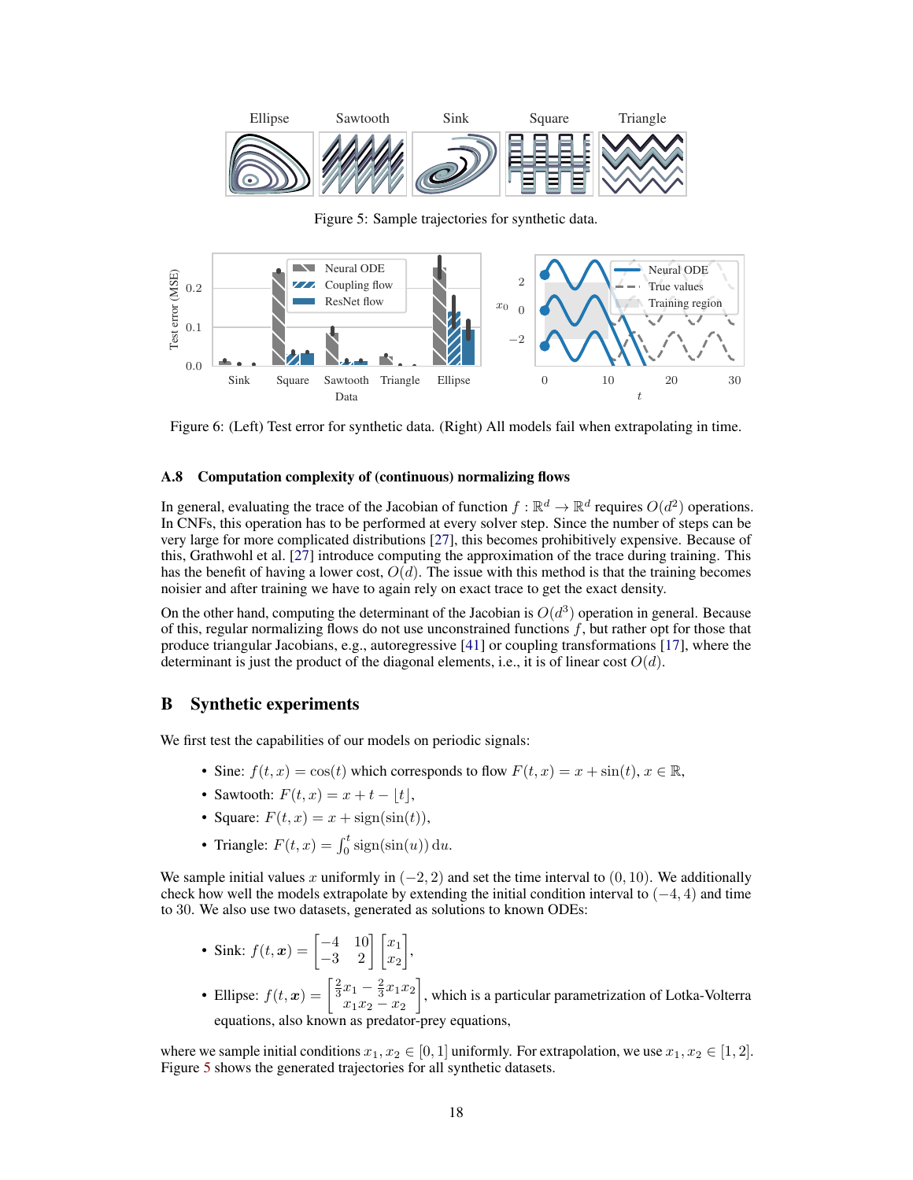Figure 5: Sample trajectories for synthetic data.

Figure 6: (Left) Test error for synthetic data. (Right) All models fail when extrapolating in time.

### A.8 Computation complexity of (continuous) normalizing flows

In general, evaluating the trace of the Jacobian of function $f : \mathbb{R}^d \to \mathbb{R}^d$ requires $O(d^2)$ operations. In CNFs, this operation has to be performed at every solver step. Since the number of steps can be very large for more complicated distributions [27], this becomes prohibitively expensive. Because of this, Grathwohl et al. [27] introduce computing the approximation of the trace during training. This has the benefit of having a lower cost, $O(d)$. The issue with this method is that the training becomes noisier and after training we have to again rely on exact trace to get the exact density.

On the other hand, computing the determinant of the Jacobian is $O(d^3)$ operation in general. Because of this, regular normalizing flows do not use unconstrained functions $f$, but rather opt for those that produce triangular Jacobians, e.g., autoregressive [41] or coupling transformations [17], where the determinant is just the product of the diagonal elements, i.e., it is of linear cost $O(d)$.

## B Synthetic experiments

We first test the capabilities of our models on periodic signals:

- Sine: $f(t, x) = \cos(t)$ which corresponds to flow $F(t, x) = x + \sin(t)$, $x \in \mathbb{R}$,
- Sawtooth: $F(t, x) = x + t - \lfloor t \rfloor$,
- Square: $F(t, x) = x + \text{sign}(\sin(t))$,
- Triangle: $F(t, x) = \int_0^t \text{sign}(\sin(u))\,\mathrm{d}u$.

We sample initial values $x$ uniformly in $(-2, 2)$ and set the time interval to $(0, 10)$. We additionally check how well the models extrapolate by extending the initial condition interval to $(-4, 4)$ and time to 30. We also use two datasets, generated as solutions to known ODEs:

- Sink: $f(t, \boldsymbol{x}) = \begin{bmatrix} -4 & 10 \\ -3 & 2 \end{bmatrix} \begin{bmatrix} x_1 \\ x_2 \end{bmatrix}$,
- Ellipse: $f(t, \boldsymbol{x}) = \begin{bmatrix} \frac{2}{3}x_1 - \frac{2}{3}x_1 x_2 \\ x_1 x_2 - x_2 \end{bmatrix}$, which is a particular parametrization of Lotka-Volterra equations, also known as predator-prey equations,

where we sample initial conditions $x_1, x_2 \in [0, 1]$ uniformly. For extrapolation, we use $x_1, x_2 \in [1, 2]$. Figure 5 shows the generated trajectories for all synthetic datasets.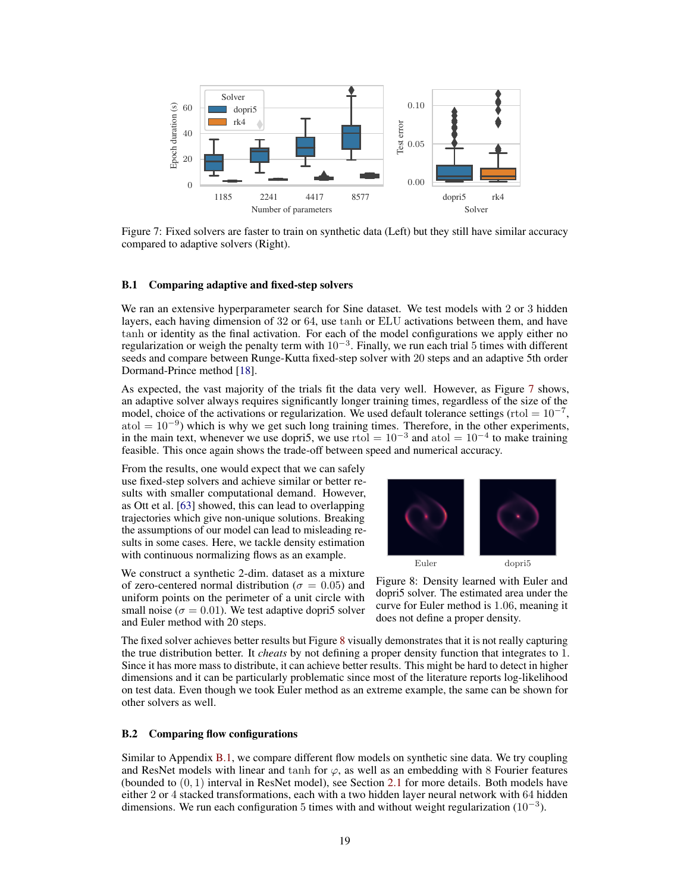Figure 7: Fixed solvers are faster to train on synthetic data (Left) but they still have similar accuracy compared to adaptive solvers (Right).

### B.1 Comparing adaptive and fixed-step solvers

We ran an extensive hyperparameter search for Sine dataset. We test models with 2 or 3 hidden layers, each having dimension of 32 or 64, use tanh or ELU activations between them, and have tanh or identity as the final activation. For each of the model configurations we apply either no regularization or weigh the penalty term with $10^{-3}$. Finally, we run each trial 5 times with different seeds and compare between Runge-Kutta fixed-step solver with 20 steps and an adaptive 5th order Dormand-Prince method [18].

As expected, the vast majority of the trials fit the data very well. However, as Figure 7 shows, an adaptive solver always requires significantly longer training times, regardless of the size of the model, choice of the activations or regularization. We used default tolerance settings ($\mathrm{rtol} = 10^{-7}$, $\mathrm{atol} = 10^{-9}$) which is why we get such long training times. Therefore, in the other experiments, in the main text, whenever we use dopri5, we use $\mathrm{rtol} = 10^{-3}$ and $\mathrm{atol} = 10^{-4}$ to make training feasible. This once again shows the trade-off between speed and numerical accuracy.

From the results, one would expect that we can safely use fixed-step solvers and achieve similar or better results with smaller computational demand. However, as Ott et al. [63] showed, this can lead to overlapping trajectories which give non-unique solutions. Breaking the assumptions of our model can lead to misleading results in some cases. Here, we tackle density estimation with continuous normalizing flows as an example.

We construct a synthetic 2-dim. dataset as a mixture of zero-centered normal distribution ($\sigma = 0.05$) and uniform points on the perimeter of a unit circle with small noise ($\sigma = 0.01$). We test adaptive dopri5 solver and Euler method with 20 steps.

Figure 8: Density learned with Euler and dopri5 solver. The estimated area under the curve for Euler method is 1.06, meaning it does not define a proper density.

The fixed solver achieves better results but Figure 8 visually demonstrates that it is not really capturing the true distribution better. It *cheats* by not defining a proper density function that integrates to 1. Since it has more mass to distribute, it can achieve better results. This might be hard to detect in higher dimensions and it can be particularly problematic since most of the literature reports log-likelihood on test data. Even though we took Euler method as an extreme example, the same can be shown for other solvers as well.

### B.2 Comparing flow configurations

Similar to Appendix B.1, we compare different flow models on synthetic sine data. We try coupling and ResNet models with linear and tanh for $\varphi$, as well as an embedding with 8 Fourier features (bounded to $(0, 1)$ interval in ResNet model), see Section 2.1 for more details. Both models have either 2 or 4 stacked transformations, each with a two hidden layer neural network with 64 hidden dimensions. We run each configuration 5 times with and without weight regularization ($10^{-3}$).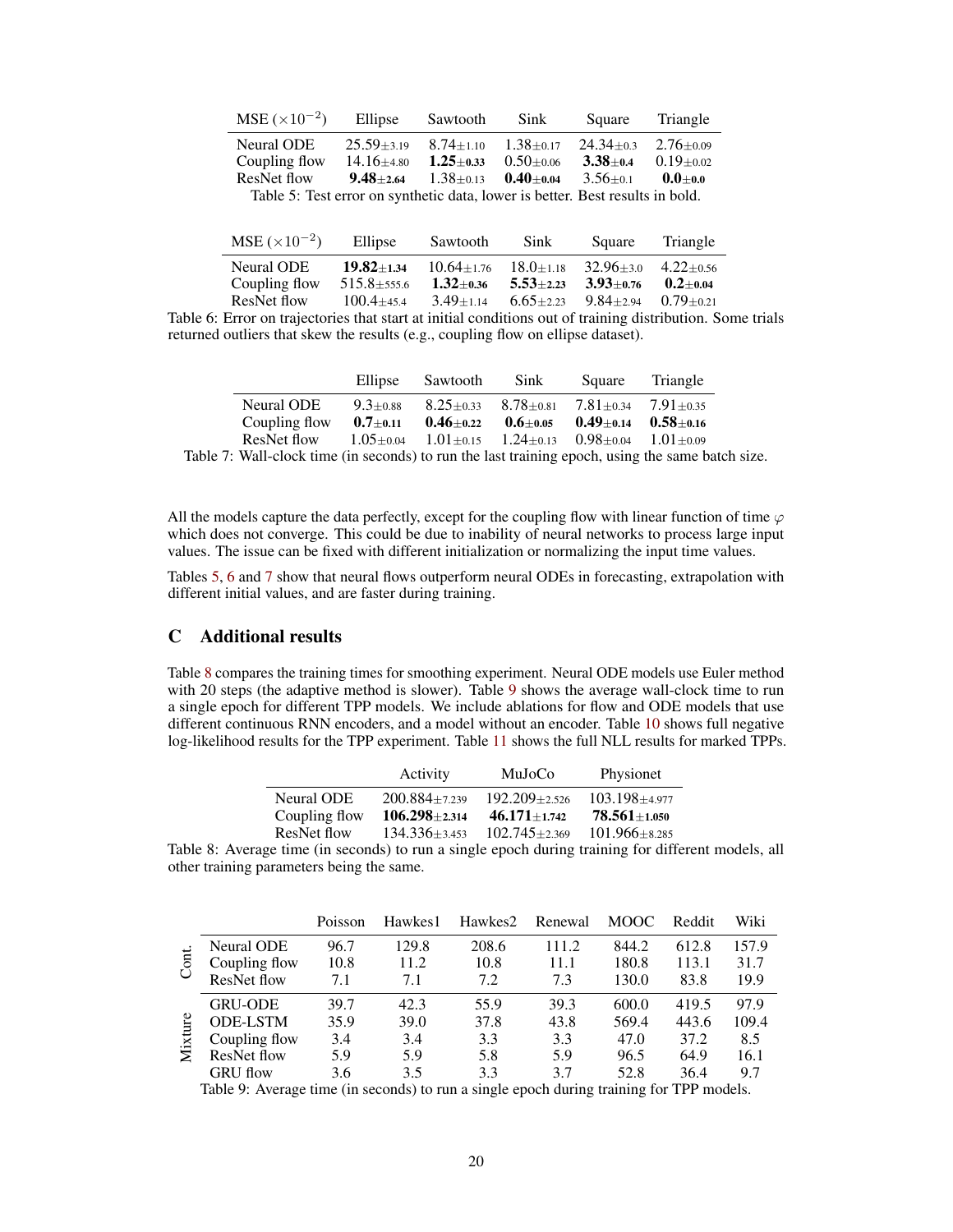| MSE ($\times 10^{-2}$) | Ellipse | Sawtooth | Sink | Square | Triangle |
|---|---|---|---|---|---|
| Neural ODE | $25.59_{\pm 3.19}$ | $8.74_{\pm 1.10}$ | $1.38_{\pm 0.17}$ | $24.34_{\pm 0.3}$ | $2.76_{\pm 0.09}$ |
| Coupling flow | $14.16_{\pm 4.80}$ | $\mathbf{1.25}_{\pm \mathbf{0.33}}$ | $0.50_{\pm 0.06}$ | $\mathbf{3.38}_{\pm \mathbf{0.4}}$ | $0.19_{\pm 0.02}$ |
| ResNet flow | $\mathbf{9.48}_{\pm \mathbf{2.64}}$ | $1.38_{\pm 0.13}$ | $\mathbf{0.40}_{\pm \mathbf{0.04}}$ | $3.56_{\pm 0.1}$ | $\mathbf{0.0}_{\pm \mathbf{0.0}}$ |

Table 5: Test error on synthetic data, lower is better. Best results in bold.

| MSE ($\times 10^{-2}$) | Ellipse | Sawtooth | Sink | Square | Triangle |
|---|---|---|---|---|---|
| Neural ODE | $\mathbf{19.82}_{\pm \mathbf{1.34}}$ | $10.64_{\pm 1.76}$ | $18.0_{\pm 1.18}$ | $32.96_{\pm 3.0}$ | $4.22_{\pm 0.56}$ |
| Coupling flow | $515.8_{\pm 555.6}$ | $\mathbf{1.32}_{\pm \mathbf{0.36}}$ | $\mathbf{5.53}_{\pm \mathbf{2.23}}$ | $\mathbf{3.93}_{\pm \mathbf{0.76}}$ | $\mathbf{0.2}_{\pm \mathbf{0.04}}$ |
| ResNet flow | $100.4_{\pm 45.4}$ | $3.49_{\pm 1.14}$ | $6.65_{\pm 2.23}$ | $9.84_{\pm 2.94}$ | $0.79_{\pm 0.21}$ |

Table 6: Error on trajectories that start at initial conditions out of training distribution. Some trials returned outliers that skew the results (e.g., coupling flow on ellipse dataset).

| | Ellipse | Sawtooth | Sink | Square | Triangle |
|---|---|---|---|---|---|
| Neural ODE | $9.3_{\pm 0.88}$ | $8.25_{\pm 0.33}$ | $8.78_{\pm 0.81}$ | $7.81_{\pm 0.34}$ | $7.91_{\pm 0.35}$ |
| Coupling flow | $\mathbf{0.7}_{\pm \mathbf{0.11}}$ | $\mathbf{0.46}_{\pm \mathbf{0.22}}$ | $\mathbf{0.6}_{\pm \mathbf{0.05}}$ | $\mathbf{0.49}_{\pm \mathbf{0.14}}$ | $\mathbf{0.58}_{\pm \mathbf{0.16}}$ |
| ResNet flow | $1.05_{\pm 0.04}$ | $1.01_{\pm 0.15}$ | $1.24_{\pm 0.13}$ | $0.98_{\pm 0.04}$ | $1.01_{\pm 0.09}$ |

Table 7: Wall-clock time (in seconds) to run the last training epoch, using the same batch size.

All the models capture the data perfectly, except for the coupling flow with linear function of time $\varphi$ which does not converge. This could be due to inability of neural networks to process large input values. The issue can be fixed with different initialization or normalizing the input time values.

Tables 5, 6 and 7 show that neural flows outperform neural ODEs in forecasting, extrapolation with different initial values, and are faster during training.

## C Additional results

Table 8 compares the training times for smoothing experiment. Neural ODE models use Euler method with 20 steps (the adaptive method is slower). Table 9 shows the average wall-clock time to run a single epoch for different TPP models. We include ablations for flow and ODE models that use different continuous RNN encoders, and a model without an encoder. Table 10 shows full negative log-likelihood results for the TPP experiment. Table 11 shows the full NLL results for marked TPPs.

| | Activity | MuJoCo | Physionet |
|---|---|---|---|
| Neural ODE | $200.884_{\pm 7.239}$ | $192.209_{\pm 2.526}$ | $103.198_{\pm 4.977}$ |
| Coupling flow | $\mathbf{106.298}_{\pm \mathbf{2.314}}$ | $\mathbf{46.171}_{\pm \mathbf{1.742}}$ | $\mathbf{78.561}_{\pm \mathbf{1.050}}$ |
| ResNet flow | $134.336_{\pm 3.453}$ | $102.745_{\pm 2.369}$ | $101.966_{\pm 8.285}$ |

Table 8: Average time (in seconds) to run a single epoch during training for different models, all other training parameters being the same.

| | | Poisson | Hawkes1 | Hawkes2 | Renewal | MOOC | Reddit | Wiki |
|---|---|---|---|---|---|---|---|---|
| Cont. | Neural ODE | 96.7 | 129.8 | 208.6 | 111.2 | 844.2 | 612.8 | 157.9 |
| | Coupling flow | 10.8 | 11.2 | 10.8 | 11.1 | 180.8 | 113.1 | 31.7 |
| | ResNet flow | 7.1 | 7.1 | 7.2 | 7.3 | 130.0 | 83.8 | 19.9 |
| Mixture | GRU-ODE | 39.7 | 42.3 | 55.9 | 39.3 | 600.0 | 419.5 | 97.9 |
| | ODE-LSTM | 35.9 | 39.0 | 37.8 | 43.8 | 569.4 | 443.6 | 109.4 |
| | Coupling flow | 3.4 | 3.4 | 3.3 | 3.3 | 47.0 | 37.2 | 8.5 |
| | ResNet flow | 5.9 | 5.9 | 5.8 | 5.9 | 96.5 | 64.9 | 16.1 |
| | GRU flow | 3.6 | 3.5 | 3.3 | 3.7 | 52.8 | 36.4 | 9.7 |

Table 9: Average time (in seconds) to run a single epoch during training for TPP models.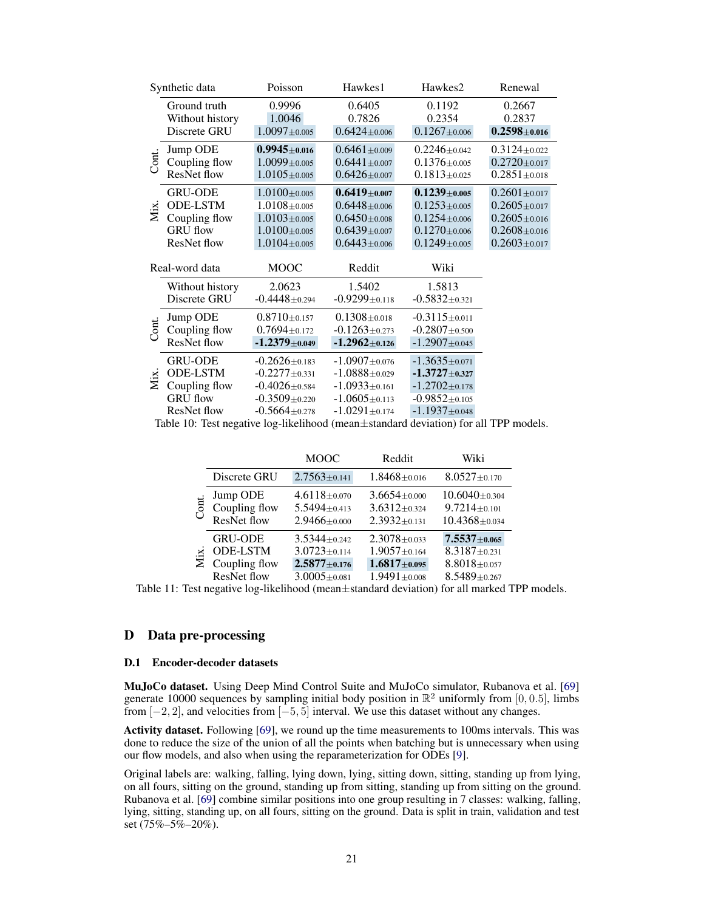| | Synthetic data | Poisson | Hawkes1 | Hawkes2 | Renewal |
|---|---|---|---|---|---|
| | Ground truth | 0.9996 | 0.6405 | 0.1192 | 0.2667 |
| | Without history | 1.0046 | 0.7826 | 0.2354 | 0.2837 |
| | Discrete GRU | 1.0097$\pm$0.005 | 0.6424$\pm$0.006 | 0.1267$\pm$0.006 | **0.2598$\pm$0.016** |
| Cont. | Jump ODE | **0.9945$\pm$0.016** | 0.6461$\pm$0.009 | 0.2246$\pm$0.042 | 0.3124$\pm$0.022 |
| | Coupling flow | 1.0099$\pm$0.005 | 0.6441$\pm$0.007 | 0.1376$\pm$0.005 | 0.2720$\pm$0.017 |
| | ResNet flow | 1.0105$\pm$0.005 | 0.6426$\pm$0.007 | 0.1813$\pm$0.025 | 0.2851$\pm$0.018 |
| Mix. | GRU-ODE | 1.0100$\pm$0.005 | **0.6419$\pm$0.007** | **0.1239$\pm$0.005** | 0.2601$\pm$0.017 |
| | ODE-LSTM | 1.0108$\pm$0.005 | 0.6448$\pm$0.006 | 0.1253$\pm$0.005 | 0.2605$\pm$0.017 |
| | Coupling flow | 1.0103$\pm$0.005 | 0.6450$\pm$0.008 | 0.1254$\pm$0.006 | 0.2605$\pm$0.016 |
| | GRU flow | 1.0100$\pm$0.005 | 0.6439$\pm$0.007 | 0.1270$\pm$0.006 | 0.2608$\pm$0.016 |
| | ResNet flow | 1.0104$\pm$0.005 | 0.6443$\pm$0.006 | 0.1249$\pm$0.005 | 0.2603$\pm$0.017 |

| | Real-word data | MOOC | Reddit | Wiki |
|---|---|---|---|---|
| | Without history | 2.0623 | 1.5402 | 1.5813 |
| | Discrete GRU | -0.4448$\pm$0.294 | -0.9299$\pm$0.118 | -0.5832$\pm$0.321 |
| Cont. | Jump ODE | 0.8710$\pm$0.157 | 0.1308$\pm$0.018 | -0.3115$\pm$0.011 |
| | Coupling flow | 0.7694$\pm$0.172 | -0.1263$\pm$0.273 | -0.2807$\pm$0.500 |
| | ResNet flow | **-1.2379$\pm$0.049** | **-1.2962$\pm$0.126** | -1.2907$\pm$0.045 |
| Mix. | GRU-ODE | -0.2626$\pm$0.183 | -1.0907$\pm$0.076 | -1.3635$\pm$0.071 |
| | ODE-LSTM | -0.2277$\pm$0.331 | -1.0888$\pm$0.029 | **-1.3727$\pm$0.327** |
| | Coupling flow | -0.4026$\pm$0.584 | -1.0933$\pm$0.161 | -1.2702$\pm$0.178 |
| | GRU flow | -0.3509$\pm$0.220 | -1.0605$\pm$0.113 | -0.9852$\pm$0.105 |
| | ResNet flow | -0.5664$\pm$0.278 | -1.0291$\pm$0.174 | -1.1937$\pm$0.048 |

Table 10: Test negative log-likelihood (mean$\pm$standard deviation) for all TPP models.

| | | MOOC | Reddit | Wiki |
|---|---|---|---|---|
| | Discrete GRU | 2.7563$\pm$0.141 | 1.8468$\pm$0.016 | 8.0527$\pm$0.170 |
| Cont. | Jump ODE | 4.6118$\pm$0.070 | 3.6654$\pm$0.000 | 10.6040$\pm$0.304 |
| | Coupling flow | 5.5494$\pm$0.413 | 3.6312$\pm$0.324 | 9.7214$\pm$0.101 |
| | ResNet flow | 2.9466$\pm$0.000 | 2.3932$\pm$0.131 | 10.4368$\pm$0.034 |
| Mix. | GRU-ODE | 3.5344$\pm$0.242 | 2.3078$\pm$0.033 | **7.5537$\pm$0.065** |
| | ODE-LSTM | 3.0723$\pm$0.114 | 1.9057$\pm$0.164 | 8.3187$\pm$0.231 |
| | Coupling flow | **2.5877$\pm$0.176** | **1.6817$\pm$0.095** | 8.8018$\pm$0.057 |
| | ResNet flow | 3.0005$\pm$0.081 | 1.9491$\pm$0.008 | 8.5489$\pm$0.267 |

Table 11: Test negative log-likelihood (mean$\pm$standard deviation) for all marked TPP models.

# D Data pre-processing

## D.1 Encoder-decoder datasets

**MuJoCo dataset.** Using Deep Mind Control Suite and MuJoCo simulator, Rubanova et al. [69] generate 10000 sequences by sampling initial body position in $\mathbb{R}^2$ uniformly from $[0, 0.5]$, limbs from $[-2, 2]$, and velocities from $[-5, 5]$ interval. We use this dataset without any changes.

**Activity dataset.** Following [69], we round up the time measurements to 100ms intervals. This was done to reduce the size of the union of all the points when batching but is unnecessary when using our flow models, and also when using the reparameterization for ODEs [9].

Original labels are: walking, falling, lying down, lying, sitting down, sitting, standing up from lying, on all fours, sitting on the ground, standing up from sitting, standing up from sitting on the ground. Rubanova et al. [69] combine similar positions into one group resulting in 7 classes: walking, falling, lying, sitting, standing up, on all fours, sitting on the ground. Data is split in train, validation and test set (75%–5%–20%).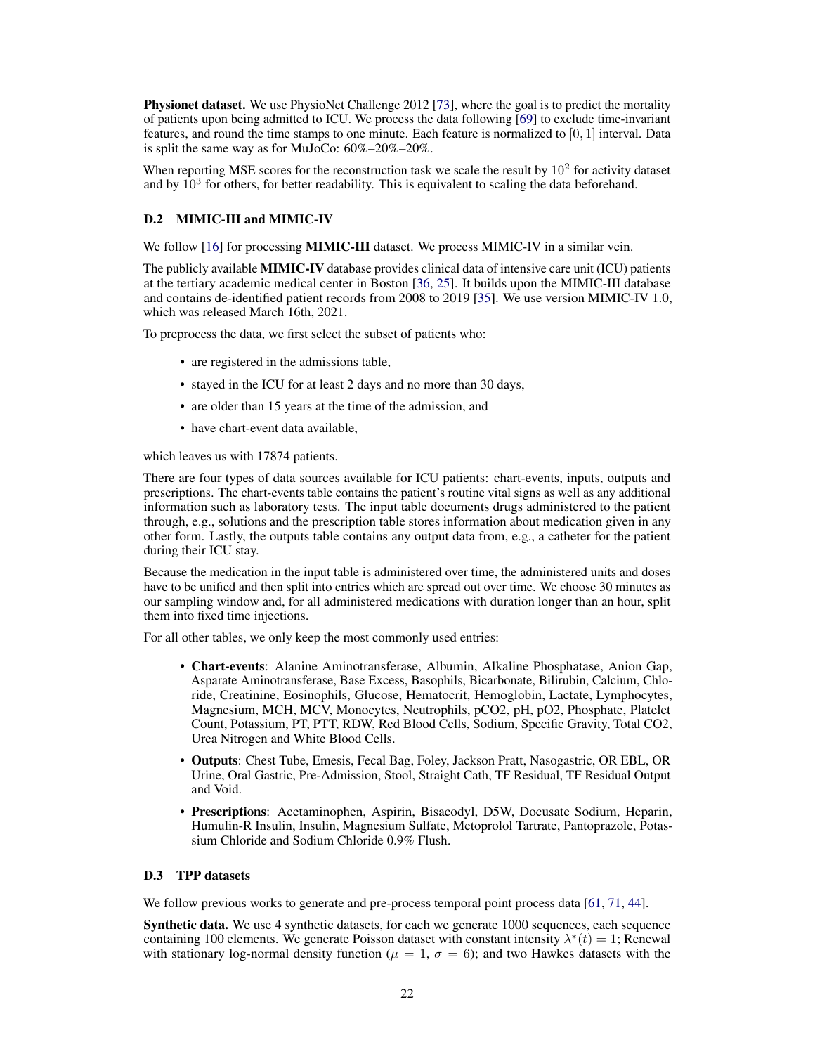**Physionet dataset.** We use PhysioNet Challenge 2012 [73], where the goal is to predict the mortality of patients upon being admitted to ICU. We process the data following [69] to exclude time-invariant features, and round the time stamps to one minute. Each feature is normalized to $[0, 1]$ interval. Data is split the same way as for MuJoCo: 60%–20%–20%.

When reporting MSE scores for the reconstruction task we scale the result by $10^2$ for activity dataset and by $10^3$ for others, for better readability. This is equivalent to scaling the data beforehand.

### D.2 MIMIC-III and MIMIC-IV

We follow [16] for processing **MIMIC-III** dataset. We process MIMIC-IV in a similar vein.

The publicly available **MIMIC-IV** database provides clinical data of intensive care unit (ICU) patients at the tertiary academic medical center in Boston [36, 25]. It builds upon the MIMIC-III database and contains de-identified patient records from 2008 to 2019 [35]. We use version MIMIC-IV 1.0, which was released March 16th, 2021.

To preprocess the data, we first select the subset of patients who:

- are registered in the admissions table,
- stayed in the ICU for at least 2 days and no more than 30 days,
- are older than 15 years at the time of the admission, and
- have chart-event data available,

which leaves us with 17874 patients.

There are four types of data sources available for ICU patients: chart-events, inputs, outputs and prescriptions. The chart-events table contains the patient's routine vital signs as well as any additional information such as laboratory tests. The input table documents drugs administered to the patient through, e.g., solutions and the prescription table stores information about medication given in any other form. Lastly, the outputs table contains any output data from, e.g., a catheter for the patient during their ICU stay.

Because the medication in the input table is administered over time, the administered units and doses have to be unified and then split into entries which are spread out over time. We choose 30 minutes as our sampling window and, for all administered medications with duration longer than an hour, split them into fixed time injections.

For all other tables, we only keep the most commonly used entries:

- **Chart-events**: Alanine Aminotransferase, Albumin, Alkaline Phosphatase, Anion Gap, Asparate Aminotransferase, Base Excess, Basophils, Bicarbonate, Bilirubin, Calcium, Chloride, Creatinine, Eosinophils, Glucose, Hematocrit, Hemoglobin, Lactate, Lymphocytes, Magnesium, MCH, MCV, Monocytes, Neutrophils, pCO2, pH, pO2, Phosphate, Platelet Count, Potassium, PT, PTT, RDW, Red Blood Cells, Sodium, Specific Gravity, Total CO2, Urea Nitrogen and White Blood Cells.
- **Outputs**: Chest Tube, Emesis, Fecal Bag, Foley, Jackson Pratt, Nasogastric, OR EBL, OR Urine, Oral Gastric, Pre-Admission, Stool, Straight Cath, TF Residual, TF Residual Output and Void.
- **Prescriptions**: Acetaminophen, Aspirin, Bisacodyl, D5W, Docusate Sodium, Heparin, Humulin-R Insulin, Insulin, Magnesium Sulfate, Metoprolol Tartrate, Pantoprazole, Potassium Chloride and Sodium Chloride 0.9% Flush.

### D.3 TPP datasets

We follow previous works to generate and pre-process temporal point process data [61, 71, 44].

**Synthetic data.** We use 4 synthetic datasets, for each we generate 1000 sequences, each sequence containing 100 elements. We generate Poisson dataset with constant intensity $\lambda^*(t) = 1$; Renewal with stationary log-normal density function ($\mu = 1$, $\sigma = 6$); and two Hawkes datasets with the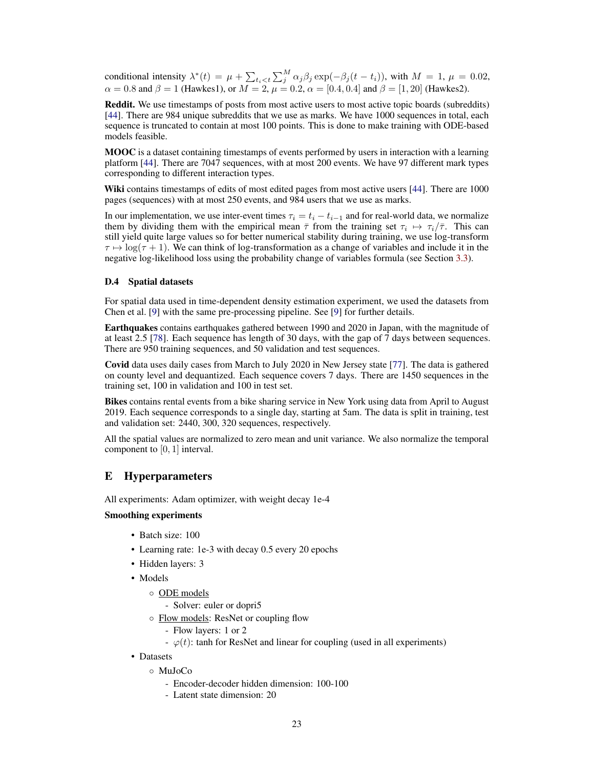conditional intensity $\lambda^*(t) = \mu + \sum_{t_i < t} \sum_j^M \alpha_j \beta_j \exp(-\beta_j(t - t_i))$, with $M = 1$, $\mu = 0.02$, $\alpha = 0.8$ and $\beta = 1$ (Hawkes1), or $M = 2$, $\mu = 0.2$, $\alpha = [0.4, 0.4]$ and $\beta = [1, 20]$ (Hawkes2).

**Reddit.** We use timestamps of posts from most active users to most active topic boards (subreddits) [44]. There are 984 unique subreddits that we use as marks. We have 1000 sequences in total, each sequence is truncated to contain at most 100 points. This is done to make training with ODE-based models feasible.

**MOOC** is a dataset containing timestamps of events performed by users in interaction with a learning platform [44]. There are 7047 sequences, with at most 200 events. We have 97 different mark types corresponding to different interaction types.

**Wiki** contains timestamps of edits of most edited pages from most active users [44]. There are 1000 pages (sequences) with at most 250 events, and 984 users that we use as marks.

In our implementation, we use inter-event times $\tau_i = t_i - t_{i-1}$ and for real-world data, we normalize them by dividing them with the empirical mean $\bar{\tau}$ from the training set $\tau_i \mapsto \tau_i / \bar{\tau}$. This can still yield quite large values so for better numerical stability during training, we use log-transform $\tau \mapsto \log(\tau + 1)$. We can think of log-transformation as a change of variables and include it in the negative log-likelihood loss using the probability change of variables formula (see Section 3.3).

### D.4 Spatial datasets

For spatial data used in time-dependent density estimation experiment, we used the datasets from Chen et al. [9] with the same pre-processing pipeline. See [9] for further details.

**Earthquakes** contains earthquakes gathered between 1990 and 2020 in Japan, with the magnitude of at least 2.5 [78]. Each sequence has length of 30 days, with the gap of 7 days between sequences. There are 950 training sequences, and 50 validation and test sequences.

**Covid** data uses daily cases from March to July 2020 in New Jersey state [77]. The data is gathered on county level and dequantized. Each sequence covers 7 days. There are 1450 sequences in the training set, 100 in validation and 100 in test set.

**Bikes** contains rental events from a bike sharing service in New York using data from April to August 2019. Each sequence corresponds to a single day, starting at 5am. The data is split in training, test and validation set: 2440, 300, 320 sequences, respectively.

All the spatial values are normalized to zero mean and unit variance. We also normalize the temporal component to $[0, 1]$ interval.

## E Hyperparameters

All experiments: Adam optimizer, with weight decay 1e-4

**Smoothing experiments**

- Batch size: 100
- Learning rate: 1e-3 with decay 0.5 every 20 epochs
- Hidden layers: 3
- Models
  - ODE models
    - Solver: euler or dopri5
  - Flow models: ResNet or coupling flow
    - Flow layers: 1 or 2
    - $\varphi(t)$: tanh for ResNet and linear for coupling (used in all experiments)
- Datasets
  - MuJoCo
    - Encoder-decoder hidden dimension: 100-100
    - Latent state dimension: 20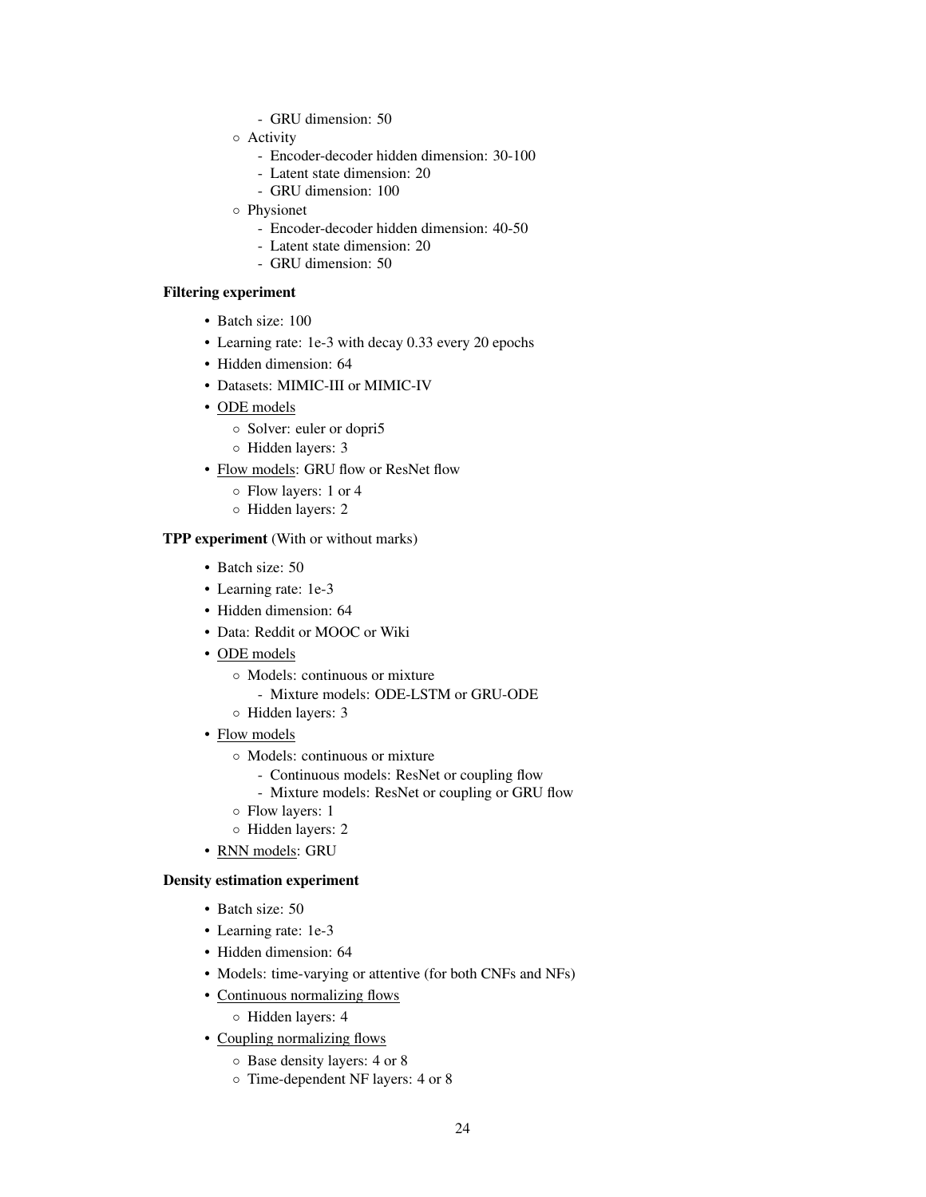- GRU dimension: 50
  - Activity
    - Encoder-decoder hidden dimension: 30-100
    - Latent state dimension: 20
    - GRU dimension: 100
  - Physionet
    - Encoder-decoder hidden dimension: 40-50
    - Latent state dimension: 20
    - GRU dimension: 50

**Filtering experiment**

- Batch size: 100
- Learning rate: 1e-3 with decay 0.33 every 20 epochs
- Hidden dimension: 64
- Datasets: MIMIC-III or MIMIC-IV
- ODE models
  - Solver: euler or dopri5
  - Hidden layers: 3
- Flow models: GRU flow or ResNet flow
  - Flow layers: 1 or 4
  - Hidden layers: 2

**TPP experiment** (With or without marks)

- Batch size: 50
- Learning rate: 1e-3
- Hidden dimension: 64
- Data: Reddit or MOOC or Wiki
- ODE models
  - Models: continuous or mixture
    - Mixture models: ODE-LSTM or GRU-ODE
  - Hidden layers: 3
- Flow models
  - Models: continuous or mixture
    - Continuous models: ResNet or coupling flow
    - Mixture models: ResNet or coupling or GRU flow
  - Flow layers: 1
  - Hidden layers: 2
- RNN models: GRU

**Density estimation experiment**

- Batch size: 50
- Learning rate: 1e-3
- Hidden dimension: 64
- Models: time-varying or attentive (for both CNFs and NFs)
- Continuous normalizing flows
  - Hidden layers: 4
- Coupling normalizing flows
  - Base density layers: 4 or 8
  - Time-dependent NF layers: 4 or 8